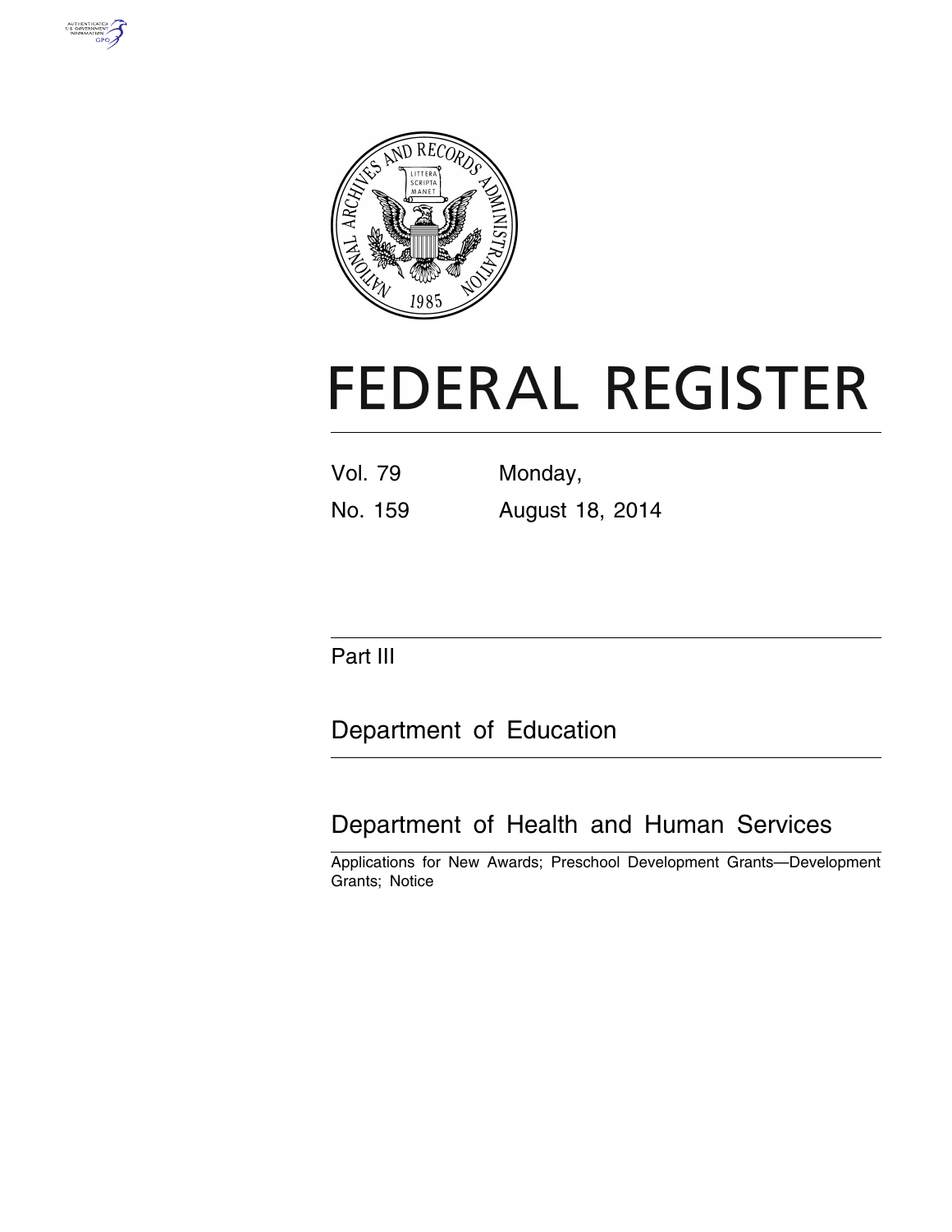# FEDERAL REGISTER

Vol. 79 Monday,

No. 159 August 18, 2014

Part III

## Department of Education

## Department of Health and Human Services

Applications for New Awards; Preschool Development Grants—Development Grants; Notice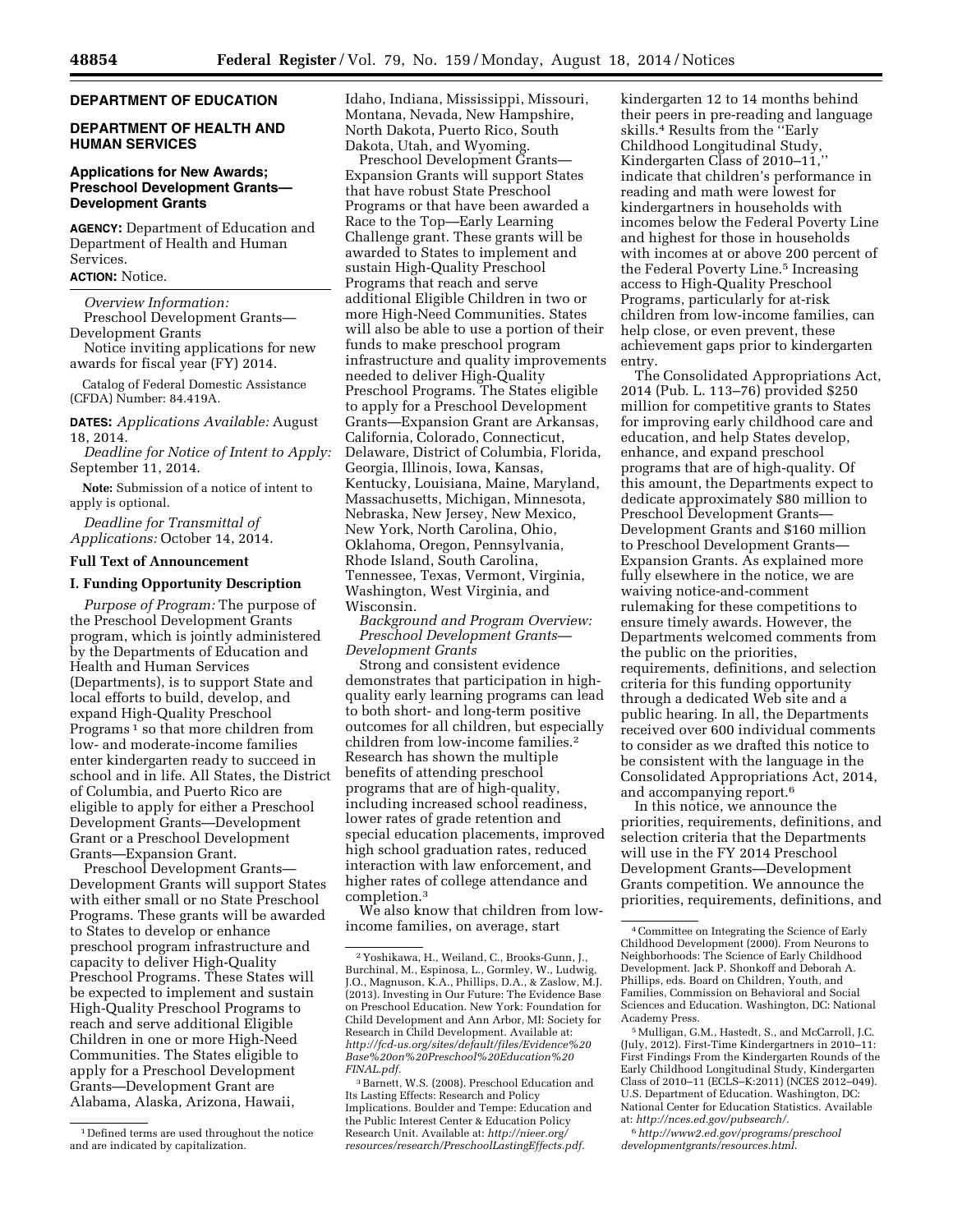## DEPARTMENT OF EDUCATION

## DEPARTMENT OF HEALTH AND HUMAN SERVICES

### Applications for New Awards; Preschool Development Grants—Development Grants

**AGENCY:** Department of Education and Department of Health and Human Services.

**ACTION:** Notice.

*Overview Information:*

Preschool Development Grants—Development Grants

Notice inviting applications for new awards for fiscal year (FY) 2014.

Catalog of Federal Domestic Assistance (CFDA) Number: 84.419A.

**DATES:** *Applications Available:* August 18, 2014.

*Deadline for Notice of Intent to Apply:* September 11, 2014.

**Note:** Submission of a notice of intent to apply is optional.

*Deadline for Transmittal of Applications:* October 14, 2014.

### Full Text of Announcement

### I. Funding Opportunity Description

*Purpose of Program:* The purpose of the Preschool Development Grants program, which is jointly administered by the Departments of Education and Health and Human Services (Departments), is to support State and local efforts to build, develop, and expand High-Quality Preschool Programs [1] so that more children from low- and moderate-income families enter kindergarten ready to succeed in school and in life. All States, the District of Columbia, and Puerto Rico are eligible to apply for either a Preschool Development Grants—Development Grant or a Preschool Development Grants—Expansion Grant.

Preschool Development Grants—Development Grants will support States with either small or no State Preschool Programs. These grants will be awarded to States to develop or enhance preschool program infrastructure and capacity to deliver High-Quality Preschool Programs. These States will be expected to implement and sustain High-Quality Preschool Programs to reach and serve additional Eligible Children in one or more High-Need Communities. The States eligible to apply for a Preschool Development Grants—Development Grant are Alabama, Alaska, Arizona, Hawaii, Idaho, Indiana, Mississippi, Missouri, Montana, Nevada, New Hampshire, North Dakota, Puerto Rico, South Dakota, Utah, and Wyoming.

Preschool Development Grants—Expansion Grants will support States that have robust State Preschool Programs or that have been awarded a Race to the Top—Early Learning Challenge grant. These grants will be awarded to States to implement and sustain High-Quality Preschool Programs that reach and serve additional Eligible Children in two or more High-Need Communities. States will also be able to use a portion of their funds to make preschool program infrastructure and quality improvements needed to deliver High-Quality Preschool Programs. The States eligible to apply for a Preschool Development Grants—Expansion Grant are Arkansas, California, Colorado, Connecticut, Delaware, District of Columbia, Florida, Georgia, Illinois, Iowa, Kansas, Kentucky, Louisiana, Maine, Maryland, Massachusetts, Michigan, Minnesota, Nebraska, New Jersey, New Mexico, New York, North Carolina, Ohio, Oklahoma, Oregon, Pennsylvania, Rhode Island, South Carolina, Tennessee, Texas, Vermont, Virginia, Washington, West Virginia, and Wisconsin.

*Background and Program Overview: Preschool Development Grants—Development Grants*

Strong and consistent evidence demonstrates that participation in high-quality early learning programs can lead to both short- and long-term positive outcomes for all children, but especially children from low-income families.[2] Research has shown the multiple benefits of attending preschool programs that are of high-quality, including increased school readiness, lower rates of grade retention and special education placements, improved high school graduation rates, reduced interaction with law enforcement, and higher rates of college attendance and completion.[3]

We also know that children from low-income families, on average, start kindergarten 12 to 14 months behind their peers in pre-reading and language skills.[4] Results from the "Early Childhood Longitudinal Study, Kindergarten Class of 2010–11," indicate that children's performance in reading and math were lowest for kindergartners in households with incomes below the Federal Poverty Line and highest for those in households with incomes at or above 200 percent of the Federal Poverty Line.[5] Increasing access to High-Quality Preschool Programs, particularly for at-risk children from low-income families, can help close, or even prevent, these achievement gaps prior to kindergarten entry.

The Consolidated Appropriations Act, 2014 (Pub. L. 113–76) provided $250 million for competitive grants to States for improving early childhood care and education, and help States develop, enhance, and expand preschool programs that are of high-quality. Of this amount, the Departments expect to dedicate approximately $80 million to Preschool Development Grants—Development Grants and $160 million to Preschool Development Grants—Expansion Grants. As explained more fully elsewhere in the notice, we are waiving notice-and-comment rulemaking for these competitions to ensure timely awards. However, the Departments welcomed comments from the public on the priorities, requirements, definitions, and selection criteria for this funding opportunity through a dedicated Web site and a public hearing. In all, the Departments received over 600 individual comments to consider as we drafted this notice to be consistent with the language in the Consolidated Appropriations Act, 2014, and accompanying report.[6]

In this notice, we announce the priorities, requirements, definitions, and selection criteria that the Departments will use in the FY 2014 Preschool Development Grants—Development Grants competition. We announce the priorities, requirements, definitions, and

---

[1] Defined terms are used throughout the notice and are indicated by capitalization.

[2] Yoshikawa, H., Weiland, C., Brooks-Gunn, J., Burchinal, M., Espinosa, L., Gormley, W., Ludwig, J.O., Magnuson, K.A., Phillips, D.A., & Zaslow, M.J. (2013). Investing in Our Future: The Evidence Base on Preschool Education. New York: Foundation for Child Development and Ann Arbor, MI: Society for Research in Child Development. Available at: *http://fcd-us.org/sites/default/files/Evidence%20Base%20on%20Preschool%20Education%20FINAL.pdf.*

[3] Barnett, W.S. (2008). Preschool Education and Its Lasting Effects: Research and Policy Implications. Boulder and Tempe: Education and the Public Interest Center & Education Policy Research Unit. Available at: *http://nieer.org/resources/research/PreschoolLastingEffects.pdf.*

[4] Committee on Integrating the Science of Early Childhood Development (2000). From Neurons to Neighborhoods: The Science of Early Childhood Development. Jack P. Shonkoff and Deborah A. Phillips, eds. Board on Children, Youth, and Families, Commission on Behavioral and Social Sciences and Education. Washington, DC: National Academy Press.

[5] Mulligan, G.M., Hastedt, S., and McCarroll, J.C. (July, 2012). First-Time Kindergartners in 2010–11: First Findings From the Kindergarten Rounds of the Early Childhood Longitudinal Study, Kindergarten Class of 2010–11 (ECLS–K:2011) (NCES 2012–049). U.S. Department of Education. Washington, DC: National Center for Education Statistics. Available at: *http://nces.ed.gov/pubsearch/.*

[6] *http://www2.ed.gov/programs/preschooldevelopmentgrants/resources.html.*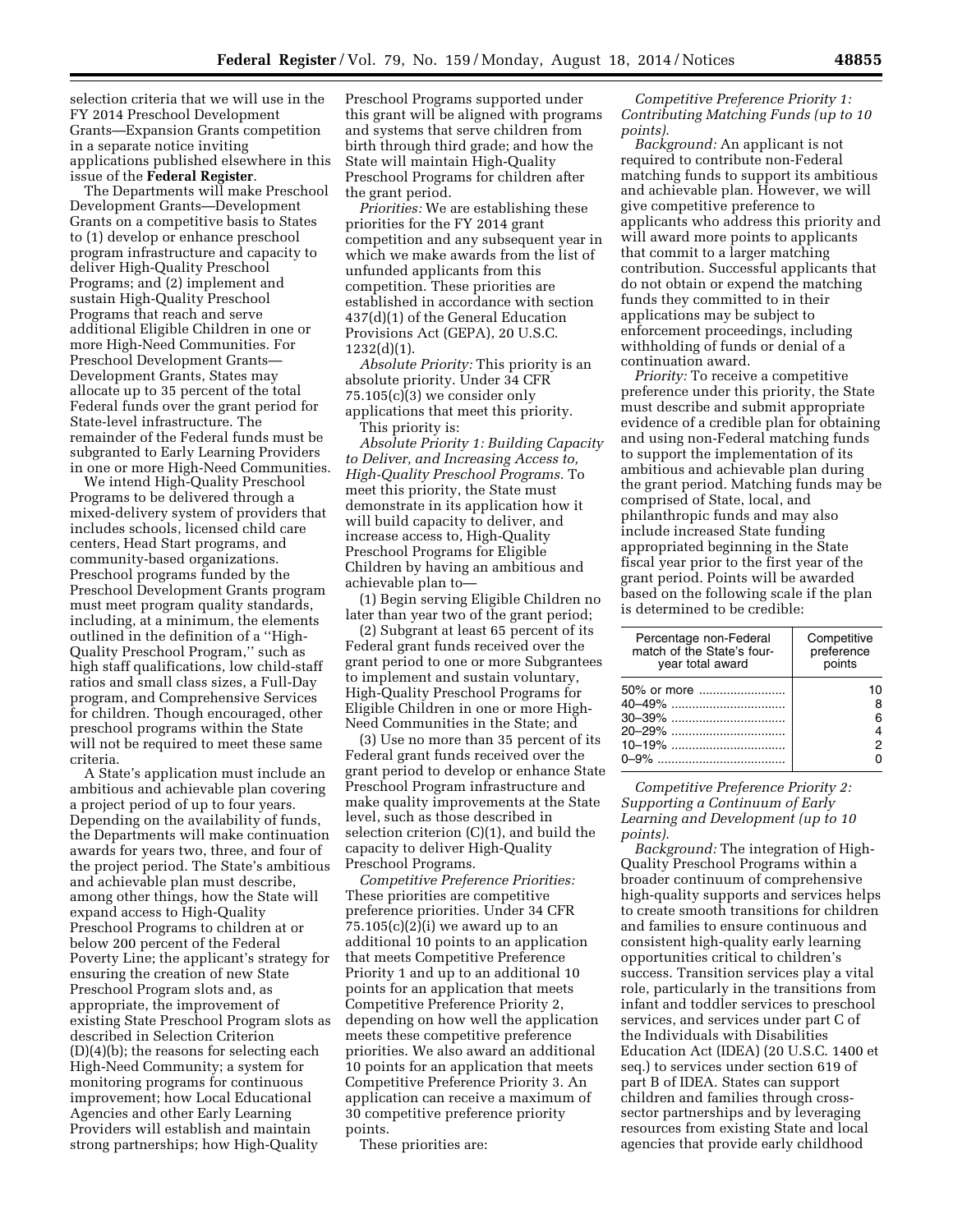selection criteria that we will use in the FY 2014 Preschool Development Grants—Expansion Grants competition in a separate notice inviting applications published elsewhere in this issue of the **Federal Register**.

The Departments will make Preschool Development Grants—Development Grants on a competitive basis to States to (1) develop or enhance preschool program infrastructure and capacity to deliver High-Quality Preschool Programs; and (2) implement and sustain High-Quality Preschool Programs that reach and serve additional Eligible Children in one or more High-Need Communities. For Preschool Development Grants—Development Grants, States may allocate up to 35 percent of the total Federal funds over the grant period for State-level infrastructure. The remainder of the Federal funds must be subgranted to Early Learning Providers in one or more High-Need Communities.

We intend High-Quality Preschool Programs to be delivered through a mixed-delivery system of providers that includes schools, licensed child care centers, Head Start programs, and community-based organizations. Preschool programs funded by the Preschool Development Grants program must meet program quality standards, including, at a minimum, the elements outlined in the definition of a ''High-Quality Preschool Program,'' such as high staff qualifications, low child-staff ratios and small class sizes, a Full-Day program, and Comprehensive Services for children. Though encouraged, other preschool programs within the State will not be required to meet these same criteria.

A State's application must include an ambitious and achievable plan covering a project period of up to four years. Depending on the availability of funds, the Departments will make continuation awards for years two, three, and four of the project period. The State's ambitious and achievable plan must describe, among other things, how the State will expand access to High-Quality Preschool Programs to children at or below 200 percent of the Federal Poverty Line; the applicant's strategy for ensuring the creation of new State Preschool Program slots and, as appropriate, the improvement of existing State Preschool Program slots as described in Selection Criterion (D)(4)(b); the reasons for selecting each High-Need Community; a system for monitoring programs for continuous improvement; how Local Educational Agencies and other Early Learning Providers will establish and maintain strong partnerships; how High-Quality Preschool Programs supported under this grant will be aligned with programs and systems that serve children from birth through third grade; and how the State will maintain High-Quality Preschool Programs for children after the grant period.

*Priorities:* We are establishing these priorities for the FY 2014 grant competition and any subsequent year in which we make awards from the list of unfunded applicants from this competition. These priorities are established in accordance with section 437(d)(1) of the General Education Provisions Act (GEPA), 20 U.S.C. 1232(d)(1).

*Absolute Priority:* This priority is an absolute priority. Under 34 CFR 75.105(c)(3) we consider only applications that meet this priority.

This priority is:

*Absolute Priority 1: Building Capacity to Deliver, and Increasing Access to, High-Quality Preschool Programs.* To meet this priority, the State must demonstrate in its application how it will build capacity to deliver, and increase access to, High-Quality Preschool Programs for Eligible Children by having an ambitious and achievable plan to—

(1) Begin serving Eligible Children no later than year two of the grant period;

(2) Subgrant at least 65 percent of its Federal grant funds received over the grant period to one or more Subgrantees to implement and sustain voluntary, High-Quality Preschool Programs for Eligible Children in one or more High-Need Communities in the State; and

(3) Use no more than 35 percent of its Federal grant funds received over the grant period to develop or enhance State Preschool Program infrastructure and make quality improvements at the State level, such as those described in selection criterion (C)(1), and build the capacity to deliver High-Quality Preschool Programs.

*Competitive Preference Priorities:* These priorities are competitive preference priorities. Under 34 CFR 75.105(c)(2)(i) we award up to an additional 10 points to an application that meets Competitive Preference Priority 1 and up to an additional 10 points for an application that meets Competitive Preference Priority 2, depending on how well the application meets these competitive preference priorities. We also award an additional 10 points for an application that meets Competitive Preference Priority 3. An application can receive a maximum of 30 competitive preference priority points.

These priorities are:

*Competitive Preference Priority 1: Contributing Matching Funds (up to 10 points).*

*Background:* An applicant is not required to contribute non-Federal matching funds to support its ambitious and achievable plan. However, we will give competitive preference to applicants who address this priority and will award more points to applicants that commit to a larger matching contribution. Successful applicants that do not obtain or expend the matching funds they committed to in their applications may be subject to enforcement proceedings, including withholding of funds or denial of a continuation award.

*Priority:* To receive a competitive preference under this priority, the State must describe and submit appropriate evidence of a credible plan for obtaining and using non-Federal matching funds to support the implementation of its ambitious and achievable plan during the grant period. Matching funds may be comprised of State, local, and philanthropic funds and may also include increased State funding appropriated beginning in the State fiscal year prior to the first year of the grant period. Points will be awarded based on the following scale if the plan is determined to be credible:

| Percentage non-Federal match of the State's four-year total award | Competitive preference points |
|---|---|
| 50% or more | 10 |
| 40–49% | 8 |
| 30–39% | 6 |
| 20–29% | 4 |
| 10–19% | 2 |
| 0–9% | 0 |

*Competitive Preference Priority 2: Supporting a Continuum of Early Learning and Development (up to 10 points).*

*Background:* The integration of High-Quality Preschool Programs within a broader continuum of comprehensive high-quality supports and services helps to create smooth transitions for children and families to ensure continuous and consistent high-quality early learning opportunities critical to children's success. Transition services play a vital role, particularly in the transitions from infant and toddler services to preschool services, and services under part C of the Individuals with Disabilities Education Act (IDEA) (20 U.S.C. 1400 et seq.) to services under section 619 of part B of IDEA. States can support children and families through cross-sector partnerships and by leveraging resources from existing State and local agencies that provide early childhood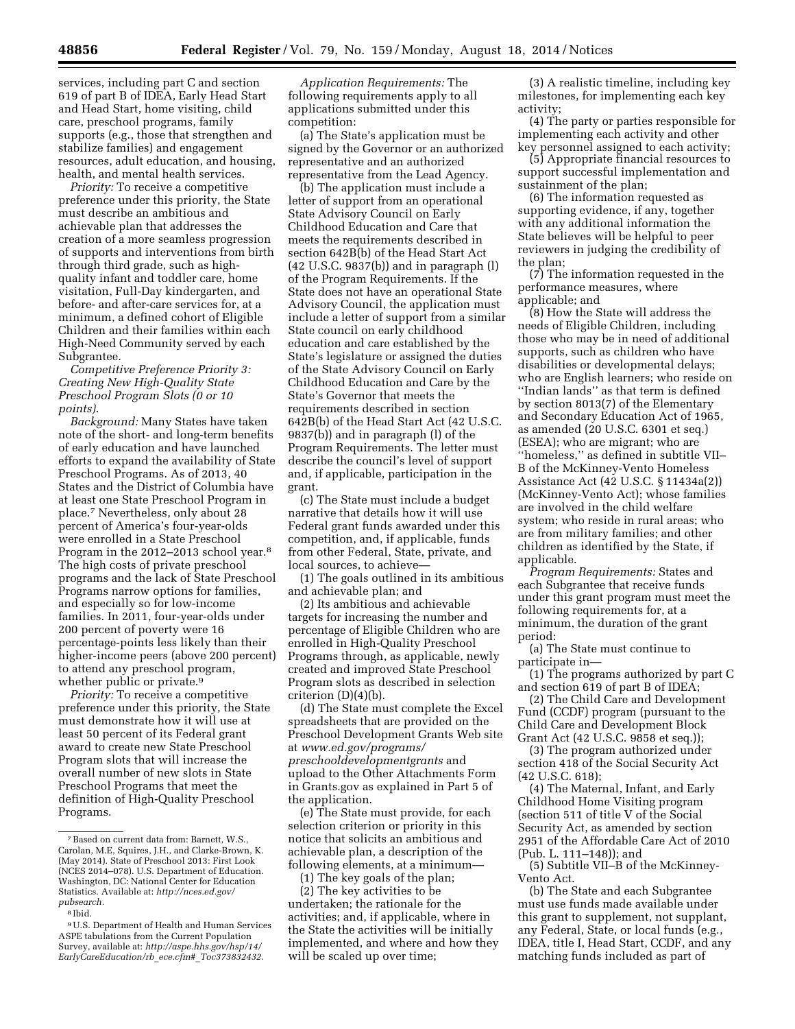services, including part C and section 619 of part B of IDEA, Early Head Start and Head Start, home visiting, child care, preschool programs, family supports (e.g., those that strengthen and stabilize families) and engagement resources, adult education, and housing, health, and mental health services.

*Priority:* To receive a competitive preference under this priority, the State must describe an ambitious and achievable plan that addresses the creation of a more seamless progression of supports and interventions from birth through third grade, such as high-quality infant and toddler care, home visitation, Full-Day kindergarten, and before- and after-care services for, at a minimum, a defined cohort of Eligible Children and their families within each High-Need Community served by each Subgrantee.

*Competitive Preference Priority 3: Creating New High-Quality State Preschool Program Slots (0 or 10 points).*

*Background:* Many States have taken note of the short- and long-term benefits of early education and have launched efforts to expand the availability of State Preschool Programs. As of 2013, 40 States and the District of Columbia have at least one State Preschool Program in place.[7] Nevertheless, only about 28 percent of America's four-year-olds were enrolled in a State Preschool Program in the 2012–2013 school year.[8] The high costs of private preschool programs and the lack of State Preschool Programs narrow options for families, and especially so for low-income families. In 2011, four-year-olds under 200 percent of poverty were 16 percentage-points less likely than their higher-income peers (above 200 percent) to attend any preschool program, whether public or private.[9]

*Priority:* To receive a competitive preference under this priority, the State must demonstrate how it will use at least 50 percent of its Federal grant award to create new State Preschool Program slots that will increase the overall number of new slots in State Preschool Programs that meet the definition of High-Quality Preschool Programs.

*Application Requirements:* The following requirements apply to all applications submitted under this competition:

(a) The State's application must be signed by the Governor or an authorized representative and an authorized representative from the Lead Agency.

(b) The application must include a letter of support from an operational State Advisory Council on Early Childhood Education and Care that meets the requirements described in section 642B(b) of the Head Start Act (42 U.S.C. 9837(b)) and in paragraph (l) of the Program Requirements. If the State does not have an operational State Advisory Council, the application must include a letter of support from a similar State council on early childhood education and care established by the State's legislature or assigned the duties of the State Advisory Council on Early Childhood Education and Care by the State's Governor that meets the requirements described in section 642B(b) of the Head Start Act (42 U.S.C. 9837(b)) and in paragraph (l) of the Program Requirements. The letter must describe the council's level of support and, if applicable, participation in the grant.

(c) The State must include a budget narrative that details how it will use Federal grant funds awarded under this competition, and, if applicable, funds from other Federal, State, private, and local sources, to achieve—

(1) The goals outlined in its ambitious and achievable plan; and

(2) Its ambitious and achievable targets for increasing the number and percentage of Eligible Children who are enrolled in High-Quality Preschool Programs through, as applicable, newly created and improved State Preschool Program slots as described in selection criterion (D)(4)(b).

(d) The State must complete the Excel spreadsheets that are provided on the Preschool Development Grants Web site at *www.ed.gov/programs/preschooldevelopmentgrants* and upload to the Other Attachments Form in Grants.gov as explained in Part 5 of the application.

(e) The State must provide, for each selection criterion or priority in this notice that solicits an ambitious and achievable plan, a description of the following elements, at a minimum—

(1) The key goals of the plan;

(2) The key activities to be undertaken; the rationale for the activities; and, if applicable, where in the State the activities will be initially implemented, and where and how they will be scaled up over time;

(3) A realistic timeline, including key milestones, for implementing each key activity;

(4) The party or parties responsible for implementing each activity and other key personnel assigned to each activity;

(5) Appropriate financial resources to support successful implementation and sustainment of the plan;

(6) The information requested as supporting evidence, if any, together with any additional information the State believes will be helpful to peer reviewers in judging the credibility of the plan;

(7) The information requested in the performance measures, where applicable; and

(8) How the State will address the needs of Eligible Children, including those who may be in need of additional supports, such as children who have disabilities or developmental delays; who are English learners; who reside on ''Indian lands'' as that term is defined by section 8013(7) of the Elementary and Secondary Education Act of 1965, as amended (20 U.S.C. 6301 et seq.) (ESEA); who are migrant; who are ''homeless,'' as defined in subtitle VII–B of the McKinney-Vento Homeless Assistance Act (42 U.S.C. § 11434a(2)) (McKinney-Vento Act); whose families are involved in the child welfare system; who reside in rural areas; who are from military families; and other children as identified by the State, if applicable.

*Program Requirements:* States and each Subgrantee that receive funds under this grant program must meet the following requirements for, at a minimum, the duration of the grant period:

(a) The State must continue to participate in—

(1) The programs authorized by part C and section 619 of part B of IDEA;

(2) The Child Care and Development Fund (CCDF) program (pursuant to the Child Care and Development Block Grant Act (42 U.S.C. 9858 et seq.));

(3) The program authorized under section 418 of the Social Security Act (42 U.S.C. 618);

(4) The Maternal, Infant, and Early Childhood Home Visiting program (section 511 of title V of the Social Security Act, as amended by section 2951 of the Affordable Care Act of 2010 (Pub. L. 111–148)); and

(5) Subtitle VII–B of the McKinney-Vento Act.

(b) The State and each Subgrantee must use funds made available under this grant to supplement, not supplant, any Federal, State, or local funds (e.g., IDEA, title I, Head Start, CCDF, and any matching funds included as part of

---

[7] Based on current data from: Barnett, W.S., Carolan, M.E, Squires, J.H., and Clarke-Brown, K. (May 2014). State of Preschool 2013: First Look (NCES 2014–078). U.S. Department of Education. Washington, DC: National Center for Education Statistics. Available at: *http://nces.ed.gov/pubsearch.*

[8] Ibid.

[9] U.S. Department of Health and Human Services ASPE tabulations from the Current Population Survey, available at: *http://aspe.hhs.gov/hsp/14/EarlyCareEducation/rb_ece.cfm#_Toc373832432.*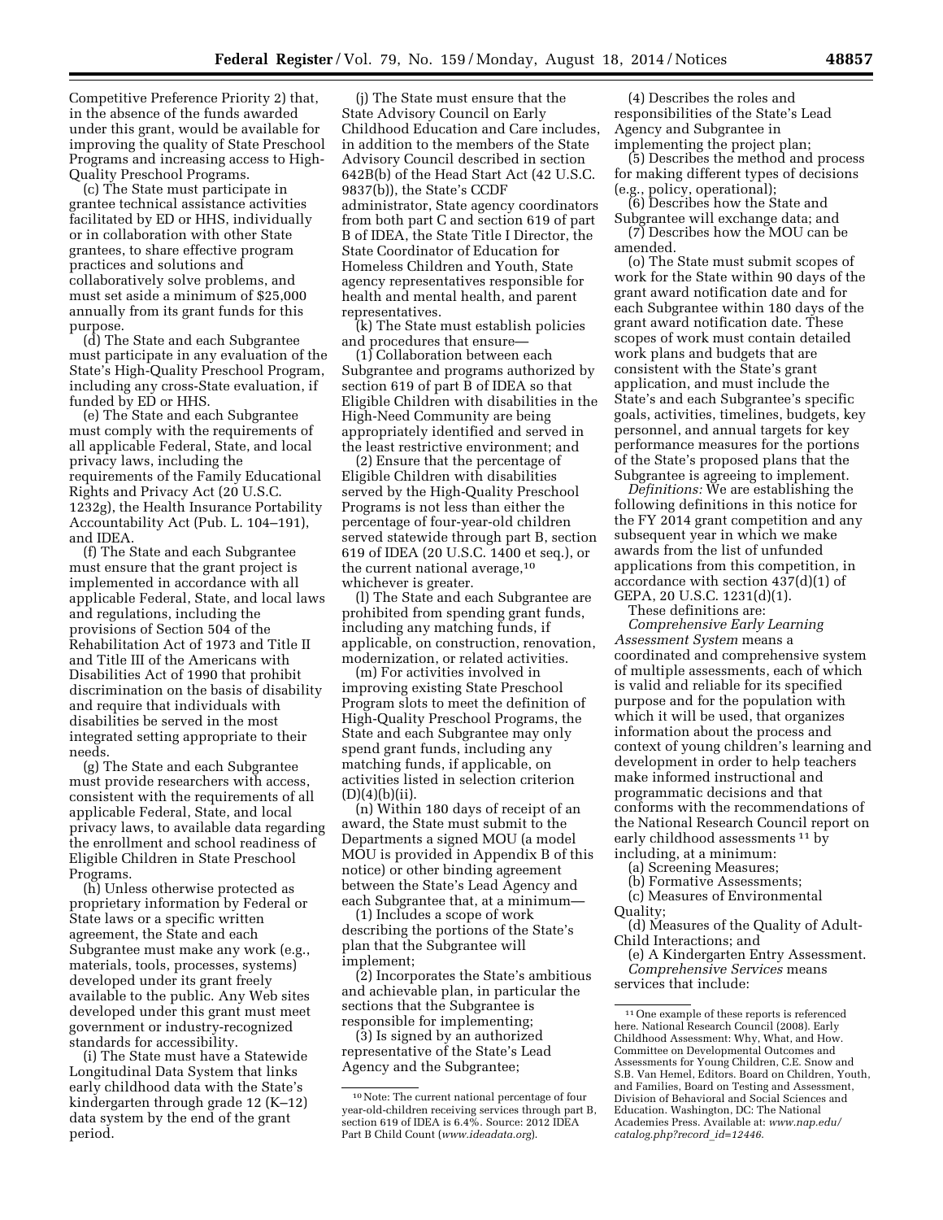Competitive Preference Priority 2) that, in the absence of the funds awarded under this grant, would be available for improving the quality of State Preschool Programs and increasing access to High-Quality Preschool Programs.

(c) The State must participate in grantee technical assistance activities facilitated by ED or HHS, individually or in collaboration with other State grantees, to share effective program practices and solutions and collaboratively solve problems, and must set aside a minimum of $25,000 annually from its grant funds for this purpose.

(d) The State and each Subgrantee must participate in any evaluation of the State's High-Quality Preschool Program, including any cross-State evaluation, if funded by ED or HHS.

(e) The State and each Subgrantee must comply with the requirements of all applicable Federal, State, and local privacy laws, including the requirements of the Family Educational Rights and Privacy Act (20 U.S.C. 1232g), the Health Insurance Portability Accountability Act (Pub. L. 104–191), and IDEA.

(f) The State and each Subgrantee must ensure that the grant project is implemented in accordance with all applicable Federal, State, and local laws and regulations, including the provisions of Section 504 of the Rehabilitation Act of 1973 and Title II and Title III of the Americans with Disabilities Act of 1990 that prohibit discrimination on the basis of disability and require that individuals with disabilities be served in the most integrated setting appropriate to their needs.

(g) The State and each Subgrantee must provide researchers with access, consistent with the requirements of all applicable Federal, State, and local privacy laws, to available data regarding the enrollment and school readiness of Eligible Children in State Preschool Programs.

(h) Unless otherwise protected as proprietary information by Federal or State laws or a specific written agreement, the State and each Subgrantee must make any work (e.g., materials, tools, processes, systems) developed under its grant freely available to the public. Any Web sites developed under this grant must meet government or industry-recognized standards for accessibility.

(i) The State must have a Statewide Longitudinal Data System that links early childhood data with the State's kindergarten through grade 12 (K–12) data system by the end of the grant period.

(j) The State must ensure that the State Advisory Council on Early Childhood Education and Care includes, in addition to the members of the State Advisory Council described in section 642B(b) of the Head Start Act (42 U.S.C. 9837(b)), the State's CCDF administrator, State agency coordinators from both part C and section 619 of part B of IDEA, the State Title I Director, the State Coordinator of Education for Homeless Children and Youth, State agency representatives responsible for health and mental health, and parent representatives.

(k) The State must establish policies and procedures that ensure—

(1) Collaboration between each Subgrantee and programs authorized by section 619 of part B of IDEA so that Eligible Children with disabilities in the High-Need Community are being appropriately identified and served in the least restrictive environment; and

(2) Ensure that the percentage of Eligible Children with disabilities served by the High-Quality Preschool Programs is not less than either the percentage of four-year-old children served statewide through part B, section 619 of IDEA (20 U.S.C. 1400 et seq.), or the current national average,[10] whichever is greater.

(l) The State and each Subgrantee are prohibited from spending grant funds, including any matching funds, if applicable, on construction, renovation, modernization, or related activities.

(m) For activities involved in improving existing State Preschool Program slots to meet the definition of High-Quality Preschool Programs, the State and each Subgrantee may only spend grant funds, including any matching funds, if applicable, on activities listed in selection criterion (D)(4)(b)(ii).

(n) Within 180 days of receipt of an award, the State must submit to the Departments a signed MOU (a model MOU is provided in Appendix B of this notice) or other binding agreement between the State's Lead Agency and each Subgrantee that, at a minimum—

(1) Includes a scope of work describing the portions of the State's plan that the Subgrantee will implement;

(2) Incorporates the State's ambitious and achievable plan, in particular the sections that the Subgrantee is responsible for implementing;

(3) Is signed by an authorized representative of the State's Lead Agency and the Subgrantee;

(4) Describes the roles and responsibilities of the State's Lead Agency and Subgrantee in implementing the project plan;

(5) Describes the method and process for making different types of decisions (e.g., policy, operational);

(6) Describes how the State and Subgrantee will exchange data; and

(7) Describes how the MOU can be amended.

(o) The State must submit scopes of work for the State within 90 days of the grant award notification date and for each Subgrantee within 180 days of the grant award notification date. These scopes of work must contain detailed work plans and budgets that are consistent with the State's grant application, and must include the State's and each Subgrantee's specific goals, activities, timelines, budgets, key personnel, and annual targets for key performance measures for the portions of the State's proposed plans that the Subgrantee is agreeing to implement.

*Definitions:* We are establishing the following definitions in this notice for the FY 2014 grant competition and any subsequent year in which we make awards from the list of unfunded applications from this competition, in accordance with section 437(d)(1) of GEPA, 20 U.S.C. 1231(d)(1).

These definitions are:

*Comprehensive Early Learning Assessment System* means a coordinated and comprehensive system of multiple assessments, each of which is valid and reliable for its specified purpose and for the population with which it will be used, that organizes information about the process and context of young children's learning and development in order to help teachers make informed instructional and programmatic decisions and that conforms with the recommendations of the National Research Council report on early childhood assessments[11] by including, at a minimum:

(a) Screening Measures;

(b) Formative Assessments;

(c) Measures of Environmental Quality;

(d) Measures of the Quality of Adult-Child Interactions; and

(e) A Kindergarten Entry Assessment.

*Comprehensive Services* means services that include:

---

[10] Note: The current national percentage of four year-old-children receiving services through part B, section 619 of IDEA is 6.4%. Source: 2012 IDEA Part B Child Count (*www.ideadata.org*).

[11] One example of these reports is referenced here. National Research Council (2008). Early Childhood Assessment: Why, What, and How. Committee on Developmental Outcomes and Assessments for Young Children, C.E. Snow and S.B. Van Hemel, Editors. Board on Children, Youth, and Families, Board on Testing and Assessment, Division of Behavioral and Social Sciences and Education. Washington, DC: The National Academies Press. Available at: *www.nap.edu/catalog.php?record_id=12446*.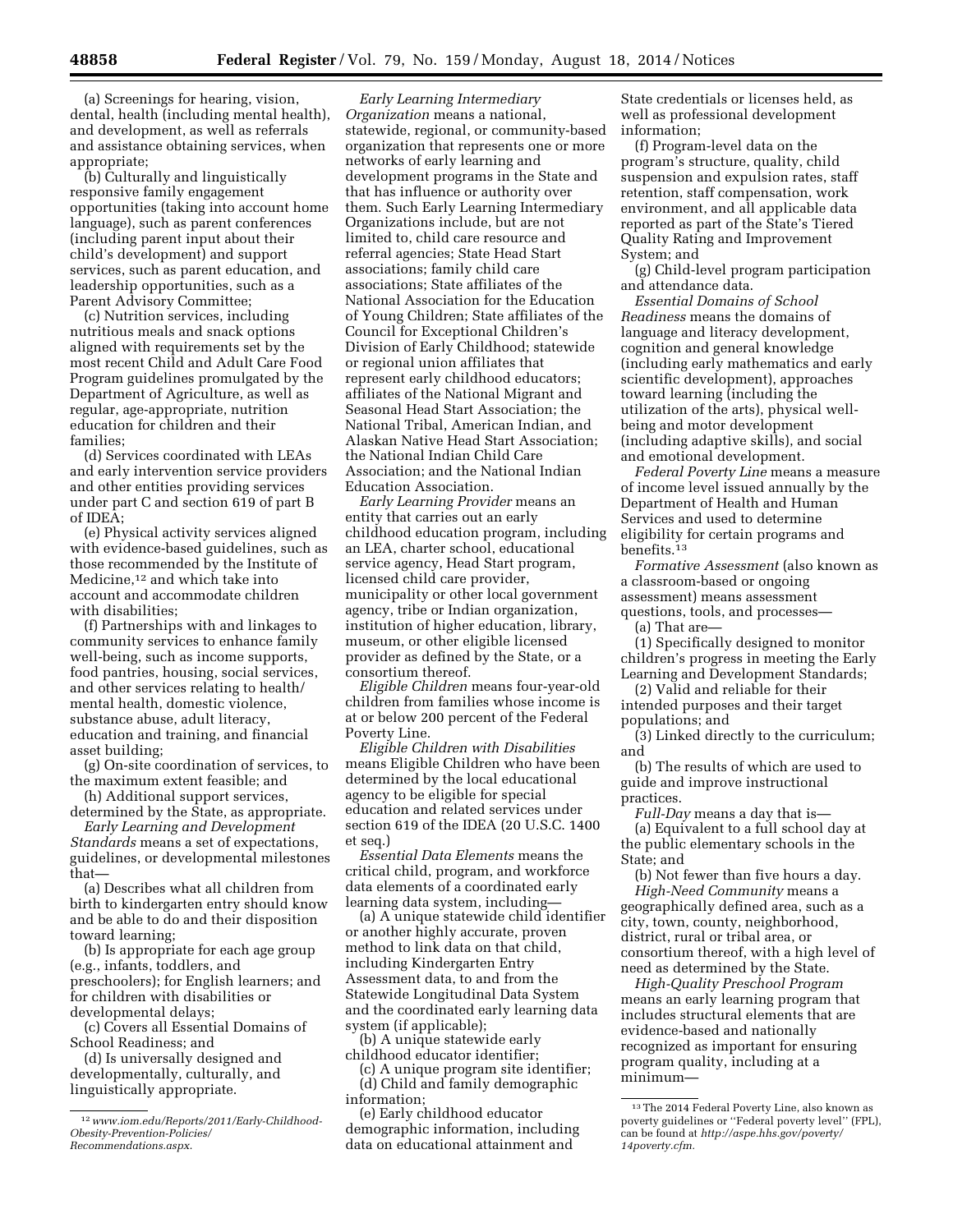(a) Screenings for hearing, vision, dental, health (including mental health), and development, as well as referrals and assistance obtaining services, when appropriate;

(b) Culturally and linguistically responsive family engagement opportunities (taking into account home language), such as parent conferences (including parent input about their child's development) and support services, such as parent education, and leadership opportunities, such as a Parent Advisory Committee;

(c) Nutrition services, including nutritious meals and snack options aligned with requirements set by the most recent Child and Adult Care Food Program guidelines promulgated by the Department of Agriculture, as well as regular, age-appropriate, nutrition education for children and their families;

(d) Services coordinated with LEAs and early intervention service providers and other entities providing services under part C and section 619 of part B of IDEA;

(e) Physical activity services aligned with evidence-based guidelines, such as those recommended by the Institute of Medicine,[12] and which take into account and accommodate children with disabilities;

(f) Partnerships with and linkages to community services to enhance family well-being, such as income supports, food pantries, housing, social services, and other services relating to health/mental health, domestic violence, substance abuse, adult literacy, education and training, and financial asset building;

(g) On-site coordination of services, to the maximum extent feasible; and

(h) Additional support services, determined by the State, as appropriate.

*Early Learning and Development Standards* means a set of expectations, guidelines, or developmental milestones that—

(a) Describes what all children from birth to kindergarten entry should know and be able to do and their disposition toward learning;

(b) Is appropriate for each age group (e.g., infants, toddlers, and preschoolers); for English learners; and for children with disabilities or developmental delays;

(c) Covers all Essential Domains of School Readiness; and

(d) Is universally designed and developmentally, culturally, and linguistically appropriate.

*Early Learning Intermediary Organization* means a national, statewide, regional, or community-based organization that represents one or more networks of early learning and development programs in the State and that has influence or authority over them. Such Early Learning Intermediary Organizations include, but are not limited to, child care resource and referral agencies; State Head Start associations; family child care associations; State affiliates of the National Association for the Education of Young Children; State affiliates of the Council for Exceptional Children's Division of Early Childhood; statewide or regional union affiliates that represent early childhood educators; affiliates of the National Migrant and Seasonal Head Start Association; the National Tribal, American Indian, and Alaskan Native Head Start Association; the National Indian Child Care Association; and the National Indian Education Association.

*Early Learning Provider* means an entity that carries out an early childhood education program, including an LEA, charter school, educational service agency, Head Start program, licensed child care provider, municipality or other local government agency, tribe or Indian organization, institution of higher education, library, museum, or other eligible licensed provider as defined by the State, or a consortium thereof.

*Eligible Children* means four-year-old children from families whose income is at or below 200 percent of the Federal Poverty Line.

*Eligible Children with Disabilities* means Eligible Children who have been determined by the local educational agency to be eligible for special education and related services under section 619 of the IDEA (20 U.S.C. 1400 et seq.)

*Essential Data Elements* means the critical child, program, and workforce data elements of a coordinated early learning data system, including—

(a) A unique statewide child identifier or another highly accurate, proven method to link data on that child, including Kindergarten Entry Assessment data, to and from the Statewide Longitudinal Data System and the coordinated early learning data system (if applicable);

(b) A unique statewide early childhood educator identifier;

(c) A unique program site identifier;

(d) Child and family demographic information;

(e) Early childhood educator demographic information, including data on educational attainment and State credentials or licenses held, as well as professional development information;

(f) Program-level data on the program's structure, quality, child suspension and expulsion rates, staff retention, staff compensation, work environment, and all applicable data reported as part of the State's Tiered Quality Rating and Improvement System; and

(g) Child-level program participation and attendance data.

*Essential Domains of School Readiness* means the domains of language and literacy development, cognition and general knowledge (including early mathematics and early scientific development), approaches toward learning (including the utilization of the arts), physical well-being and motor development (including adaptive skills), and social and emotional development.

*Federal Poverty Line* means a measure of income level issued annually by the Department of Health and Human Services and used to determine eligibility for certain programs and benefits.[13]

*Formative Assessment* (also known as a classroom-based or ongoing assessment) means assessment questions, tools, and processes—

(a) That are—

(1) Specifically designed to monitor children's progress in meeting the Early Learning and Development Standards;

(2) Valid and reliable for their intended purposes and their target populations; and

(3) Linked directly to the curriculum; and

(b) The results of which are used to guide and improve instructional practices.

*Full-Day* means a day that is—

(a) Equivalent to a full school day at the public elementary schools in the State; and

(b) Not fewer than five hours a day.

*High-Need Community* means a geographically defined area, such as a city, town, county, neighborhood, district, rural or tribal area, or consortium thereof, with a high level of need as determined by the State.

*High-Quality Preschool Program* means an early learning program that includes structural elements that are evidence-based and nationally recognized as important for ensuring program quality, including at a minimum—

---

[12] *www.iom.edu/Reports/2011/Early-Childhood-Obesity-Prevention-Policies/Recommendations.aspx.*

[13] The 2014 Federal Poverty Line, also known as poverty guidelines or ''Federal poverty level'' (FPL), can be found at *http://aspe.hhs.gov/poverty/14poverty.cfm.*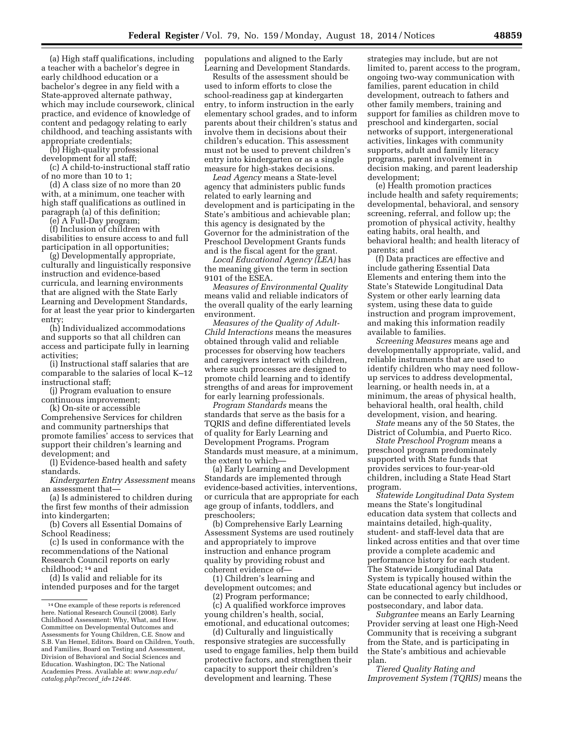(a) High staff qualifications, including a teacher with a bachelor's degree in early childhood education or a bachelor's degree in any field with a State-approved alternate pathway, which may include coursework, clinical practice, and evidence of knowledge of content and pedagogy relating to early childhood, and teaching assistants with appropriate credentials;

(b) High-quality professional development for all staff;

(c) A child-to-instructional staff ratio of no more than 10 to 1;

(d) A class size of no more than 20 with, at a minimum, one teacher with high staff qualifications as outlined in paragraph (a) of this definition;

(e) A Full-Day program;

(f) Inclusion of children with disabilities to ensure access to and full participation in all opportunities;

(g) Developmentally appropriate, culturally and linguistically responsive instruction and evidence-based curricula, and learning environments that are aligned with the State Early Learning and Development Standards, for at least the year prior to kindergarten entry;

(h) Individualized accommodations and supports so that all children can access and participate fully in learning activities;

(i) Instructional staff salaries that are comparable to the salaries of local K–12 instructional staff;

(j) Program evaluation to ensure continuous improvement;

(k) On-site or accessible Comprehensive Services for children and community partnerships that promote families' access to services that support their children's learning and development; and

(l) Evidence-based health and safety standards.

*Kindergarten Entry Assessment* means an assessment that—

(a) Is administered to children during the first few months of their admission into kindergarten;

(b) Covers all Essential Domains of School Readiness;

(c) Is used in conformance with the recommendations of the National Research Council reports on early childhood;[14] and

(d) Is valid and reliable for its intended purposes and for the target populations and aligned to the Early Learning and Development Standards.

Results of the assessment should be used to inform efforts to close the school-readiness gap at kindergarten entry, to inform instruction in the early elementary school grades, and to inform parents about their children's status and involve them in decisions about their children's education. This assessment must not be used to prevent children's entry into kindergarten or as a single measure for high-stakes decisions.

*Lead Agency* means a State-level agency that administers public funds related to early learning and development and is participating in the State's ambitious and achievable plan; this agency is designated by the Governor for the administration of the Preschool Development Grants funds and is the fiscal agent for the grant.

*Local Educational Agency (LEA)* has the meaning given the term in section 9101 of the ESEA.

*Measures of Environmental Quality* means valid and reliable indicators of the overall quality of the early learning environment.

*Measures of the Quality of Adult-Child Interactions* means the measures obtained through valid and reliable processes for observing how teachers and caregivers interact with children, where such processes are designed to promote child learning and to identify strengths of and areas for improvement for early learning professionals.

*Program Standards* means the standards that serve as the basis for a TQRIS and define differentiated levels of quality for Early Learning and Development Programs. Program Standards must measure, at a minimum, the extent to which—

(a) Early Learning and Development Standards are implemented through evidence-based activities, interventions, or curricula that are appropriate for each age group of infants, toddlers, and preschoolers;

(b) Comprehensive Early Learning Assessment Systems are used routinely and appropriately to improve instruction and enhance program quality by providing robust and coherent evidence of—

(1) Children's learning and development outcomes; and

(2) Program performance;

(c) A qualified workforce improves young children's health, social, emotional, and educational outcomes;

(d) Culturally and linguistically responsive strategies are successfully used to engage families, help them build protective factors, and strengthen their capacity to support their children's development and learning. These strategies may include, but are not limited to, parent access to the program, ongoing two-way communication with families, parent education in child development, outreach to fathers and other family members, training and support for families as children move to preschool and kindergarten, social networks of support, intergenerational activities, linkages with community supports, adult and family literacy programs, parent involvement in decision making, and parent leadership development;

(e) Health promotion practices include health and safety requirements; developmental, behavioral, and sensory screening, referral, and follow up; the promotion of physical activity, healthy eating habits, oral health, and behavioral health; and health literacy of parents; and

(f) Data practices are effective and include gathering Essential Data Elements and entering them into the State's Statewide Longitudinal Data System or other early learning data system, using these data to guide instruction and program improvement, and making this information readily available to families.

*Screening Measures* means age and developmentally appropriate, valid, and reliable instruments that are used to identify children who may need follow-up services to address developmental, learning, or health needs in, at a minimum, the areas of physical health, behavioral health, oral health, child development, vision, and hearing.

*State* means any of the 50 States, the District of Columbia, and Puerto Rico.

*State Preschool Program* means a preschool program predominately supported with State funds that provides services to four-year-old children, including a State Head Start program.

*Statewide Longitudinal Data System* means the State's longitudinal education data system that collects and maintains detailed, high-quality, student- and staff-level data that are linked across entities and that over time provide a complete academic and performance history for each student. The Statewide Longitudinal Data System is typically housed within the State educational agency but includes or can be connected to early childhood, postsecondary, and labor data.

*Subgrantee* means an Early Learning Provider serving at least one High-Need Community that is receiving a subgrant from the State, and is participating in the State's ambitious and achievable plan.

*Tiered Quality Rating and Improvement System (TQRIS)* means the

[14] One example of these reports is referenced here. National Research Council (2008). Early Childhood Assessment: Why, What, and How. Committee on Developmental Outcomes and Assessments for Young Children, C.E. Snow and S.B. Van Hemel, Editors. Board on Children, Youth, and Families, Board on Testing and Assessment, Division of Behavioral and Social Sciences and Education. Washington, DC: The National Academies Press. Available at: *www.nap.edu/catalog.php?record_id=12446.*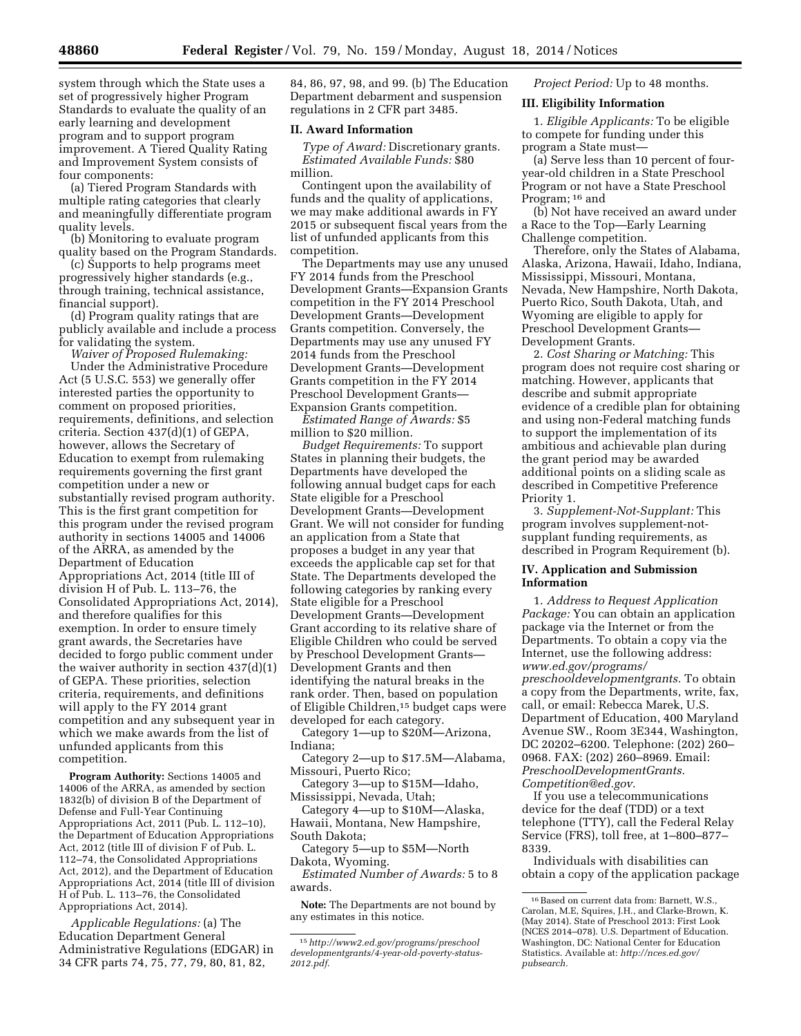system through which the State uses a set of progressively higher Program Standards to evaluate the quality of an early learning and development program and to support program improvement. A Tiered Quality Rating and Improvement System consists of four components:

(a) Tiered Program Standards with multiple rating categories that clearly and meaningfully differentiate program quality levels.

(b) Monitoring to evaluate program quality based on the Program Standards.

(c) Supports to help programs meet progressively higher standards (e.g., through training, technical assistance, financial support).

(d) Program quality ratings that are publicly available and include a process for validating the system.

*Waiver of Proposed Rulemaking:* Under the Administrative Procedure Act (5 U.S.C. 553) we generally offer interested parties the opportunity to comment on proposed priorities, requirements, definitions, and selection criteria. Section 437(d)(1) of GEPA, however, allows the Secretary of Education to exempt from rulemaking requirements governing the first grant competition under a new or substantially revised program authority. This is the first grant competition for this program under the revised program authority in sections 14005 and 14006 of the ARRA, as amended by the Department of Education Appropriations Act, 2014 (title III of division H of Pub. L. 113–76, the Consolidated Appropriations Act, 2014), and therefore qualifies for this exemption. In order to ensure timely grant awards, the Secretaries have decided to forgo public comment under the waiver authority in section 437(d)(1) of GEPA. These priorities, selection criteria, requirements, and definitions will apply to the FY 2014 grant competition and any subsequent year in which we make awards from the list of unfunded applicants from this competition.

**Program Authority:** Sections 14005 and 14006 of the ARRA, as amended by section 1832(b) of division B of the Department of Defense and Full-Year Continuing Appropriations Act, 2011 (Pub. L. 112–10), the Department of Education Appropriations Act, 2012 (title III of division F of Pub. L. 112–74, the Consolidated Appropriations Act, 2012), and the Department of Education Appropriations Act, 2014 (title III of division H of Pub. L. 113–76, the Consolidated Appropriations Act, 2014).

*Applicable Regulations:* (a) The Education Department General Administrative Regulations (EDGAR) in 34 CFR parts 74, 75, 77, 79, 80, 81, 82, 84, 86, 97, 98, and 99. (b) The Education Department debarment and suspension regulations in 2 CFR part 3485.

## II. Award Information

*Type of Award:* Discretionary grants.

*Estimated Available Funds:* $80 million.

Contingent upon the availability of funds and the quality of applications, we may make additional awards in FY 2015 or subsequent fiscal years from the list of unfunded applicants from this competition.

The Departments may use any unused FY 2014 funds from the Preschool Development Grants—Expansion Grants competition in the FY 2014 Preschool Development Grants—Development Grants competition. Conversely, the Departments may use any unused FY 2014 funds from the Preschool Development Grants—Development Grants competition in the FY 2014 Preschool Development Grants—Expansion Grants competition.

*Estimated Range of Awards:* $5 million to $20 million.

*Budget Requirements:* To support States in planning their budgets, the Departments have developed the following annual budget caps for each State eligible for a Preschool Development Grants—Development Grant. We will not consider for funding an application from a State that proposes a budget in any year that exceeds the applicable cap set for that State. The Departments developed the following categories by ranking every State eligible for a Preschool Development Grants—Development Grant according to its relative share of Eligible Children who could be served by Preschool Development Grants—Development Grants and then identifying the natural breaks in the rank order. Then, based on population of Eligible Children,[15] budget caps were developed for each category.

Category 1—up to $20M—Arizona, Indiana;

Category 2—up to $17.5M—Alabama, Missouri, Puerto Rico;

Category 3—up to $15M—Idaho, Mississippi, Nevada, Utah;

Category 4—up to $10M—Alaska, Hawaii, Montana, New Hampshire, South Dakota;

Category 5—up to $5M—North Dakota, Wyoming.

*Estimated Number of Awards:* 5 to 8 awards.

**Note:** The Departments are not bound by any estimates in this notice.

*Project Period:* Up to 48 months.

## III. Eligibility Information

1. *Eligible Applicants:* To be eligible to compete for funding under this program a State must—

(a) Serve less than 10 percent of four-year-old children in a State Preschool Program or not have a State Preschool Program;[16] and

(b) Not have received an award under a Race to the Top—Early Learning Challenge competition.

Therefore, only the States of Alabama, Alaska, Arizona, Hawaii, Idaho, Indiana, Mississippi, Missouri, Montana, Nevada, New Hampshire, North Dakota, Puerto Rico, South Dakota, Utah, and Wyoming are eligible to apply for Preschool Development Grants—Development Grants.

2. *Cost Sharing or Matching:* This program does not require cost sharing or matching. However, applicants that describe and submit appropriate evidence of a credible plan for obtaining and using non-Federal matching funds to support the implementation of its ambitious and achievable plan during the grant period may be awarded additional points on a sliding scale as described in Competitive Preference Priority 1.

3. *Supplement-Not-Supplant:* This program involves supplement-not-supplant funding requirements, as described in Program Requirement (b).

## IV. Application and Submission Information

1. *Address to Request Application Package:* You can obtain an application package via the Internet or from the Departments. To obtain a copy via the Internet, use the following address: *www.ed.gov/programs/preschooldevelopmentgrants.* To obtain a copy from the Departments, write, fax, call, or email: Rebecca Marek, U.S. Department of Education, 400 Maryland Avenue SW., Room 3E344, Washington, DC 20202–6200. Telephone: (202) 260–0968. FAX: (202) 260–8969. Email: *PreschoolDevelopmentGrants.Competition@ed.gov.*

If you use a telecommunications device for the deaf (TDD) or a text telephone (TTY), call the Federal Relay Service (FRS), toll free, at 1–800–877–8339.

Individuals with disabilities can obtain a copy of the application package

[15] *http://www2.ed.gov/programs/preschooldevelopmentgrants/4-year-old-poverty-status-2012.pdf.*

[16] Based on current data from: Barnett, W.S., Carolan, M.E, Squires, J.H., and Clarke-Brown, K. (May 2014). State of Preschool 2013: First Look (NCES 2014–078). U.S. Department of Education. Washington, DC: National Center for Education Statistics. Available at: *http://nces.ed.gov/pubsearch.*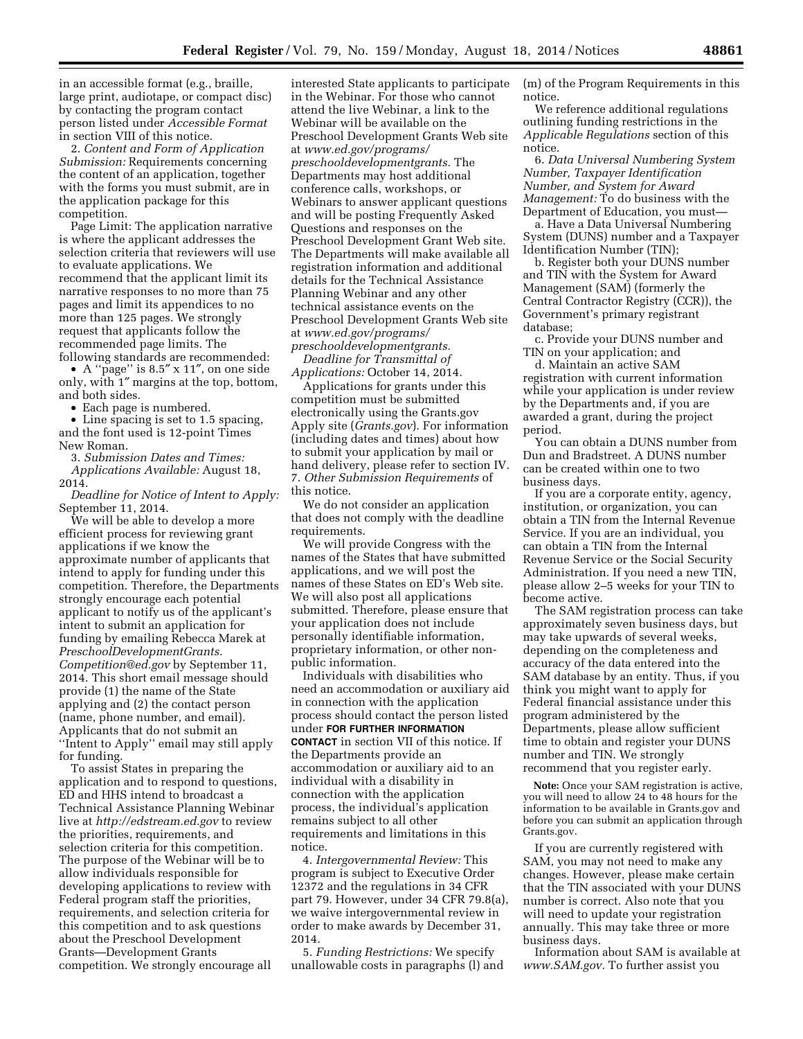in an accessible format (e.g., braille, large print, audiotape, or compact disc) by contacting the program contact person listed under *Accessible Format* in section VIII of this notice.

2. *Content and Form of Application Submission:* Requirements concerning the content of an application, together with the forms you must submit, are in the application package for this competition.

Page Limit: The application narrative is where the applicant addresses the selection criteria that reviewers will use to evaluate applications. We recommend that the applicant limit its narrative responses to no more than 75 pages and limit its appendices to no more than 125 pages. We strongly request that applicants follow the recommended page limits. The following standards are recommended:

- A "page" is 8.5″ x 11″, on one side only, with 1″ margins at the top, bottom, and both sides.
- Each page is numbered.
- Line spacing is set to 1.5 spacing, and the font used is 12-point Times New Roman.

3. *Submission Dates and Times:*

*Applications Available:* August 18, 2014.

*Deadline for Notice of Intent to Apply:* September 11, 2014.

We will be able to develop a more efficient process for reviewing grant applications if we know the approximate number of applicants that intend to apply for funding under this competition. Therefore, the Departments strongly encourage each potential applicant to notify us of the applicant's intent to submit an application for funding by emailing Rebecca Marek at *PreschoolDevelopmentGrants.Competition@ed.gov* by September 11, 2014. This short email message should provide (1) the name of the State applying and (2) the contact person (name, phone number, and email). Applicants that do not submit an "Intent to Apply" email may still apply for funding.

To assist States in preparing the application and to respond to questions, ED and HHS intend to broadcast a Technical Assistance Planning Webinar live at *http://edstream.ed.gov* to review the priorities, requirements, and selection criteria for this competition. The purpose of the Webinar will be to allow individuals responsible for developing applications to review with Federal program staff the priorities, requirements, and selection criteria for this competition and to ask questions about the Preschool Development Grants—Development Grants competition. We strongly encourage all interested State applicants to participate in the Webinar. For those who cannot attend the live Webinar, a link to the Webinar will be available on the Preschool Development Grants Web site at *www.ed.gov/programs/preschooldevelopmentgrants.* The Departments may host additional conference calls, workshops, or Webinars to answer applicant questions and will be posting Frequently Asked Questions and responses on the Preschool Development Grant Web site. The Departments will make available all registration information and additional details for the Technical Assistance Planning Webinar and any other technical assistance events on the Preschool Development Grants Web site at *www.ed.gov/programs/preschooldevelopmentgrants.*

*Deadline for Transmittal of Applications:* October 14, 2014.

Applications for grants under this competition must be submitted electronically using the Grants.gov Apply site (*Grants.gov*). For information (including dates and times) about how to submit your application by mail or hand delivery, please refer to section IV. 7. *Other Submission Requirements* of this notice.

We do not consider an application that does not comply with the deadline requirements.

We will provide Congress with the names of the States that have submitted applications, and we will post the names of these States on ED's Web site. We will also post all applications submitted. Therefore, please ensure that your application does not include personally identifiable information, proprietary information, or other non-public information.

Individuals with disabilities who need an accommodation or auxiliary aid in connection with the application process should contact the person listed under **FOR FURTHER INFORMATION CONTACT** in section VII of this notice. If the Departments provide an accommodation or auxiliary aid to an individual with a disability in connection with the application process, the individual's application remains subject to all other requirements and limitations in this notice.

4. *Intergovernmental Review:* This program is subject to Executive Order 12372 and the regulations in 34 CFR part 79. However, under 34 CFR 79.8(a), we waive intergovernmental review in order to make awards by December 31, 2014.

5. *Funding Restrictions:* We specify unallowable costs in paragraphs (l) and (m) of the Program Requirements in this notice.

We reference additional regulations outlining funding restrictions in the *Applicable Regulations* section of this notice.

6. *Data Universal Numbering System Number, Taxpayer Identification Number, and System for Award Management:* To do business with the Department of Education, you must—

a. Have a Data Universal Numbering System (DUNS) number and a Taxpayer Identification Number (TIN);

b. Register both your DUNS number and TIN with the System for Award Management (SAM) (formerly the Central Contractor Registry (CCR)), the Government's primary registrant database;

c. Provide your DUNS number and TIN on your application; and

d. Maintain an active SAM registration with current information while your application is under review by the Departments and, if you are awarded a grant, during the project period.

You can obtain a DUNS number from Dun and Bradstreet. A DUNS number can be created within one to two business days.

If you are a corporate entity, agency, institution, or organization, you can obtain a TIN from the Internal Revenue Service. If you are an individual, you can obtain a TIN from the Internal Revenue Service or the Social Security Administration. If you need a new TIN, please allow 2–5 weeks for your TIN to become active.

The SAM registration process can take approximately seven business days, but may take upwards of several weeks, depending on the completeness and accuracy of the data entered into the SAM database by an entity. Thus, if you think you might want to apply for Federal financial assistance under this program administered by the Departments, please allow sufficient time to obtain and register your DUNS number and TIN. We strongly recommend that you register early.

**Note:** Once your SAM registration is active, you will need to allow 24 to 48 hours for the information to be available in Grants.gov and before you can submit an application through Grants.gov.

If you are currently registered with SAM, you may not need to make any changes. However, please make certain that the TIN associated with your DUNS number is correct. Also note that you will need to update your registration annually. This may take three or more business days.

Information about SAM is available at *www.SAM.gov*. To further assist you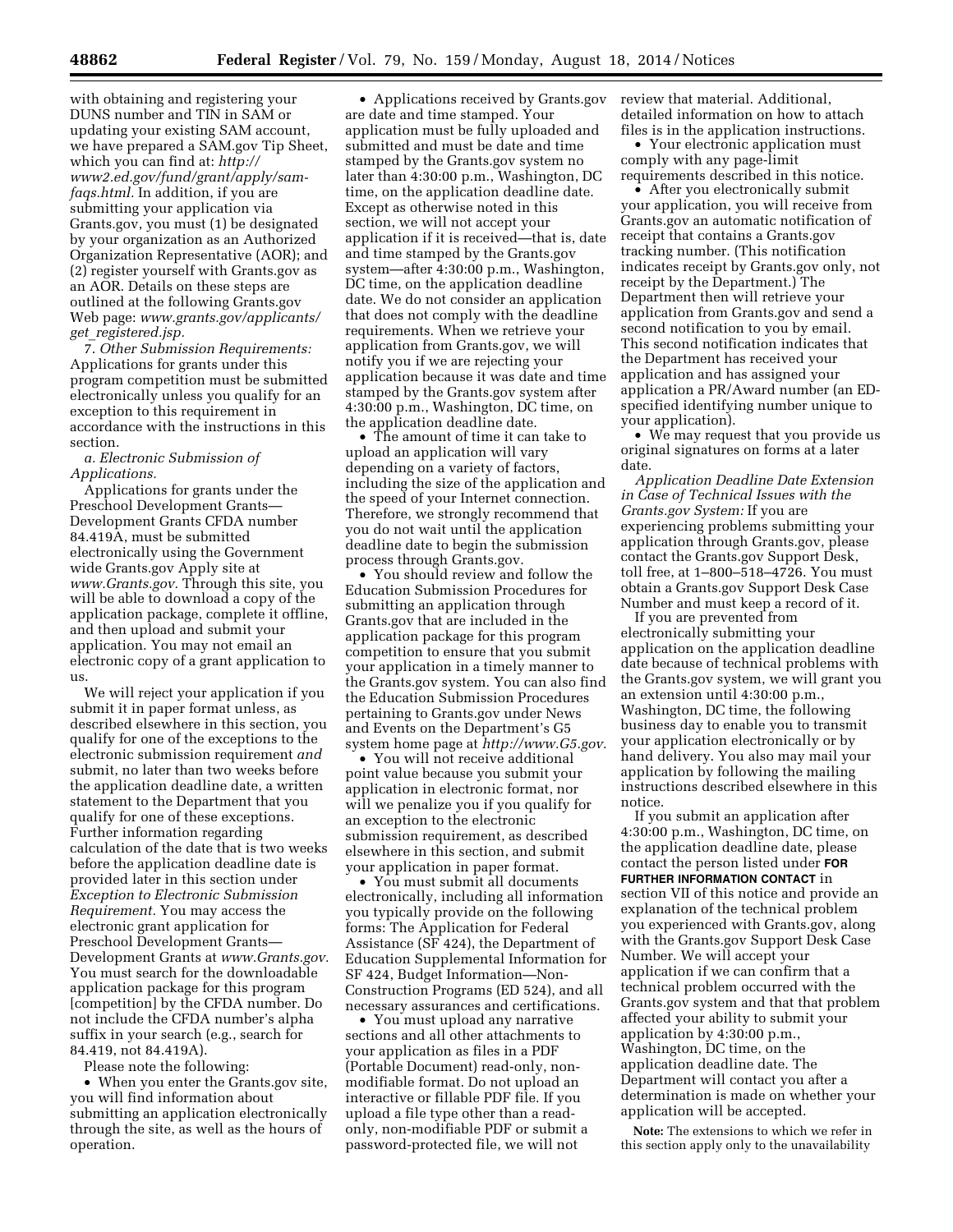with obtaining and registering your DUNS number and TIN in SAM or updating your existing SAM account, we have prepared a SAM.gov Tip Sheet, which you can find at: *http://www2.ed.gov/fund/grant/apply/sam-faqs.html.* In addition, if you are submitting your application via Grants.gov, you must (1) be designated by your organization as an Authorized Organization Representative (AOR); and (2) register yourself with Grants.gov as an AOR. Details on these steps are outlined at the following Grants.gov Web page: *www.grants.gov/applicants/get_registered.jsp.*

7. *Other Submission Requirements:* Applications for grants under this program competition must be submitted electronically unless you qualify for an exception to this requirement in accordance with the instructions in this section.

*a. Electronic Submission of Applications.*

Applications for grants under the Preschool Development Grants—Development Grants CFDA number 84.419A, must be submitted electronically using the Government wide Grants.gov Apply site at *www.Grants.gov.* Through this site, you will be able to download a copy of the application package, complete it offline, and then upload and submit your application. You may not email an electronic copy of a grant application to us.

We will reject your application if you submit it in paper format unless, as described elsewhere in this section, you qualify for one of the exceptions to the electronic submission requirement *and* submit, no later than two weeks before the application deadline date, a written statement to the Department that you qualify for one of these exceptions. Further information regarding calculation of the date that is two weeks before the application deadline date is provided later in this section under *Exception to Electronic Submission Requirement.* You may access the electronic grant application for Preschool Development Grants—Development Grants at *www.Grants.gov.* You must search for the downloadable application package for this program [competition] by the CFDA number. Do not include the CFDA number's alpha suffix in your search (e.g., search for 84.419, not 84.419A).

Please note the following:

- When you enter the Grants.gov site, you will find information about submitting an application electronically through the site, as well as the hours of operation.
- Applications received by Grants.gov are date and time stamped. Your application must be fully uploaded and submitted and must be date and time stamped by the Grants.gov system no later than 4:30:00 p.m., Washington, DC time, on the application deadline date. Except as otherwise noted in this section, we will not accept your application if it is received—that is, date and time stamped by the Grants.gov system—after 4:30:00 p.m., Washington, DC time, on the application deadline date. We do not consider an application that does not comply with the deadline requirements. When we retrieve your application from Grants.gov, we will notify you if we are rejecting your application because it was date and time stamped by the Grants.gov system after 4:30:00 p.m., Washington, DC time, on the application deadline date.
- The amount of time it can take to upload an application will vary depending on a variety of factors, including the size of the application and the speed of your Internet connection. Therefore, we strongly recommend that you do not wait until the application deadline date to begin the submission process through Grants.gov.
- You should review and follow the Education Submission Procedures for submitting an application through Grants.gov that are included in the application package for this program competition to ensure that you submit your application in a timely manner to the Grants.gov system. You can also find the Education Submission Procedures pertaining to Grants.gov under News and Events on the Department's G5 system home page at *http://www.G5.gov.*
- You will not receive additional point value because you submit your application in electronic format, nor will we penalize you if you qualify for an exception to the electronic submission requirement, as described elsewhere in this section, and submit your application in paper format.
- You must submit all documents electronically, including all information you typically provide on the following forms: The Application for Federal Assistance (SF 424), the Department of Education Supplemental Information for SF 424, Budget Information—Non-Construction Programs (ED 524), and all necessary assurances and certifications.
- You must upload any narrative sections and all other attachments to your application as files in a PDF (Portable Document) read-only, non-modifiable format. Do not upload an interactive or fillable PDF file. If you upload a file type other than a read-only, non-modifiable PDF or submit a password-protected file, we will not review that material. Additional, detailed information on how to attach files is in the application instructions.
- Your electronic application must comply with any page-limit requirements described in this notice.
- After you electronically submit your application, you will receive from Grants.gov an automatic notification of receipt that contains a Grants.gov tracking number. (This notification indicates receipt by Grants.gov only, not receipt by the Department.) The Department then will retrieve your application from Grants.gov and send a second notification to you by email. This second notification indicates that the Department has received your application and has assigned your application a PR/Award number (an ED-specified identifying number unique to your application).
- We may request that you provide us original signatures on forms at a later date.

*Application Deadline Date Extension in Case of Technical Issues with the Grants.gov System:* If you are experiencing problems submitting your application through Grants.gov, please contact the Grants.gov Support Desk, toll free, at 1–800–518–4726. You must obtain a Grants.gov Support Desk Case Number and must keep a record of it.

If you are prevented from electronically submitting your application on the application deadline date because of technical problems with the Grants.gov system, we will grant you an extension until 4:30:00 p.m., Washington, DC time, the following business day to enable you to transmit your application electronically or by hand delivery. You also may mail your application by following the mailing instructions described elsewhere in this notice.

If you submit an application after 4:30:00 p.m., Washington, DC time, on the application deadline date, please contact the person listed under **FOR FURTHER INFORMATION CONTACT** in section VII of this notice and provide an explanation of the technical problem you experienced with Grants.gov, along with the Grants.gov Support Desk Case Number. We will accept your application if we can confirm that a technical problem occurred with the Grants.gov system and that that problem affected your ability to submit your application by 4:30:00 p.m., Washington, DC time, on the application deadline date. The Department will contact you after a determination is made on whether your application will be accepted.

**Note:** The extensions to which we refer in this section apply only to the unavailability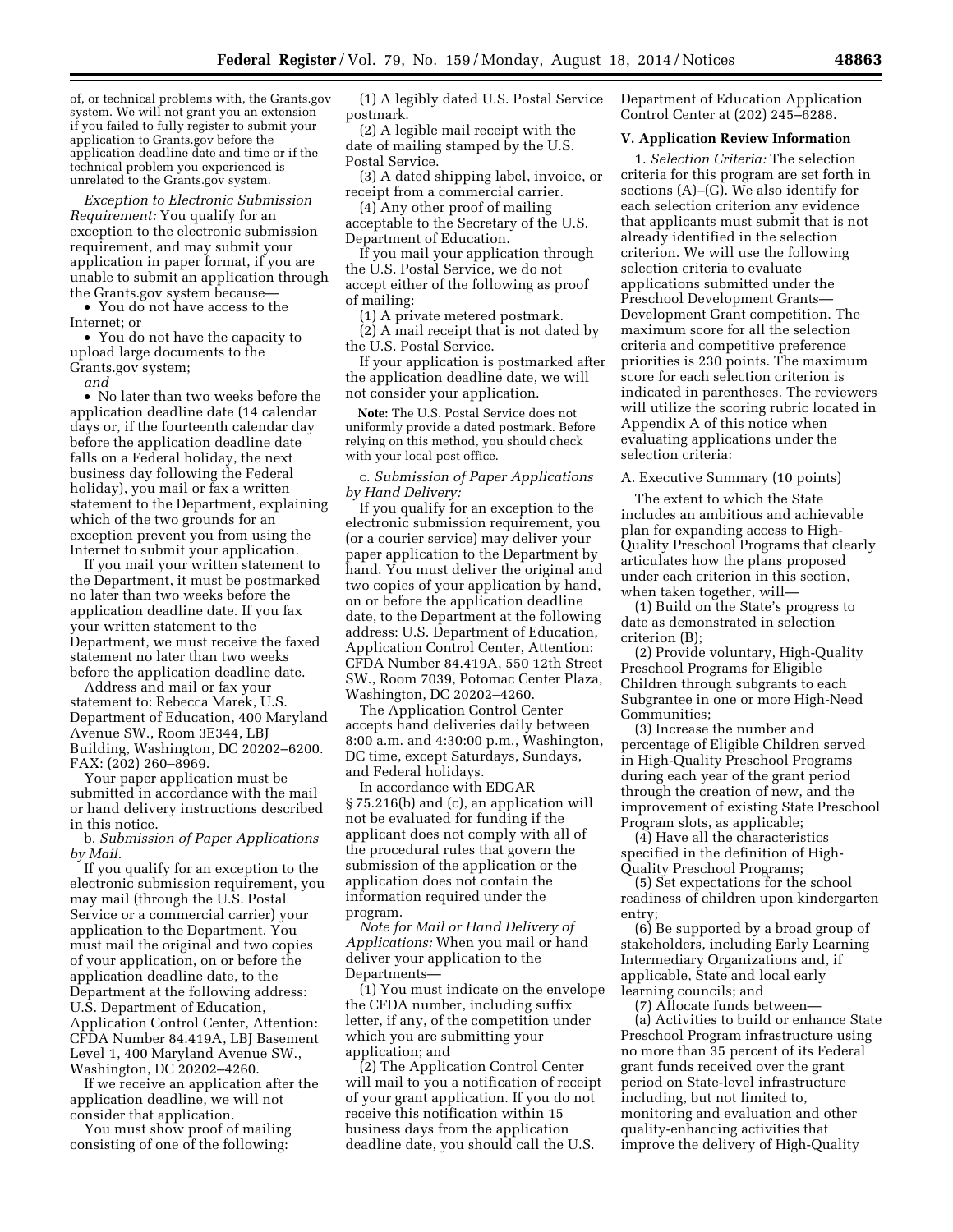of, or technical problems with, the Grants.gov system. We will not grant you an extension if you failed to fully register to submit your application to Grants.gov before the application deadline date and time or if the technical problem you experienced is unrelated to the Grants.gov system.

*Exception to Electronic Submission Requirement:* You qualify for an exception to the electronic submission requirement, and may submit your application in paper format, if you are unable to submit an application through the Grants.gov system because—

- You do not have access to the Internet; or
- You do not have the capacity to upload large documents to the Grants.gov system;

*and*

- No later than two weeks before the application deadline date (14 calendar days or, if the fourteenth calendar day before the application deadline date falls on a Federal holiday, the next business day following the Federal holiday), you mail or fax a written statement to the Department, explaining which of the two grounds for an exception prevent you from using the Internet to submit your application.

If you mail your written statement to the Department, it must be postmarked no later than two weeks before the application deadline date. If you fax your written statement to the Department, we must receive the faxed statement no later than two weeks before the application deadline date.

Address and mail or fax your statement to: Rebecca Marek, U.S. Department of Education, 400 Maryland Avenue SW., Room 3E344, LBJ Building, Washington, DC 20202–6200. FAX: (202) 260–8969.

Your paper application must be submitted in accordance with the mail or hand delivery instructions described in this notice.

b. *Submission of Paper Applications by Mail.*

If you qualify for an exception to the electronic submission requirement, you may mail (through the U.S. Postal Service or a commercial carrier) your application to the Department. You must mail the original and two copies of your application, on or before the application deadline date, to the Department at the following address: U.S. Department of Education, Application Control Center, Attention: CFDA Number 84.419A, LBJ Basement Level 1, 400 Maryland Avenue SW., Washington, DC 20202–4260.

If we receive an application after the application deadline, we will not consider that application.

You must show proof of mailing consisting of one of the following:

(1) A legibly dated U.S. Postal Service postmark.

(2) A legible mail receipt with the date of mailing stamped by the U.S. Postal Service.

(3) A dated shipping label, invoice, or receipt from a commercial carrier.

(4) Any other proof of mailing acceptable to the Secretary of the U.S. Department of Education.

If you mail your application through the U.S. Postal Service, we do not accept either of the following as proof of mailing:

(1) A private metered postmark.

(2) A mail receipt that is not dated by the U.S. Postal Service.

If your application is postmarked after the application deadline date, we will not consider your application.

**Note:** The U.S. Postal Service does not uniformly provide a dated postmark. Before relying on this method, you should check with your local post office.

c. *Submission of Paper Applications by Hand Delivery:*

If you qualify for an exception to the electronic submission requirement, you (or a courier service) may deliver your paper application to the Department by hand. You must deliver the original and two copies of your application by hand, on or before the application deadline date, to the Department at the following address: U.S. Department of Education, Application Control Center, Attention: CFDA Number 84.419A, 550 12th Street SW., Room 7039, Potomac Center Plaza, Washington, DC 20202–4260.

The Application Control Center accepts hand deliveries daily between 8:00 a.m. and 4:30:00 p.m., Washington, DC time, except Saturdays, Sundays, and Federal holidays.

In accordance with EDGAR § 75.216(b) and (c), an application will not be evaluated for funding if the applicant does not comply with all of the procedural rules that govern the submission of the application or the application does not contain the information required under the program.

*Note for Mail or Hand Delivery of Applications:* When you mail or hand deliver your application to the Departments—

(1) You must indicate on the envelope the CFDA number, including suffix letter, if any, of the competition under which you are submitting your application; and

(2) The Application Control Center will mail to you a notification of receipt of your grant application. If you do not receive this notification within 15 business days from the application deadline date, you should call the U.S. Department of Education Application Control Center at (202) 245–6288.

## V. Application Review Information

1. *Selection Criteria:* The selection criteria for this program are set forth in sections (A)–(G). We also identify for each selection criterion any evidence that applicants must submit that is not already identified in the selection criterion. We will use the following selection criteria to evaluate applications submitted under the Preschool Development Grants—Development Grant competition. The maximum score for all the selection criteria and competitive preference priorities is 230 points. The maximum score for each selection criterion is indicated in parentheses. The reviewers will utilize the scoring rubric located in Appendix A of this notice when evaluating applications under the selection criteria:

A. Executive Summary (10 points)

The extent to which the State includes an ambitious and achievable plan for expanding access to High-Quality Preschool Programs that clearly articulates how the plans proposed under each criterion in this section, when taken together, will—

(1) Build on the State's progress to date as demonstrated in selection criterion (B);

(2) Provide voluntary, High-Quality Preschool Programs for Eligible Children through subgrants to each Subgrantee in one or more High-Need Communities;

(3) Increase the number and percentage of Eligible Children served in High-Quality Preschool Programs during each year of the grant period through the creation of new, and the improvement of existing State Preschool Program slots, as applicable;

(4) Have all the characteristics specified in the definition of High-Quality Preschool Programs;

(5) Set expectations for the school readiness of children upon kindergarten entry;

(6) Be supported by a broad group of stakeholders, including Early Learning Intermediary Organizations and, if applicable, State and local early learning councils; and

(7) Allocate funds between—

(a) Activities to build or enhance State Preschool Program infrastructure using no more than 35 percent of its Federal grant funds received over the grant period on State-level infrastructure including, but not limited to, monitoring and evaluation and other quality-enhancing activities that improve the delivery of High-Quality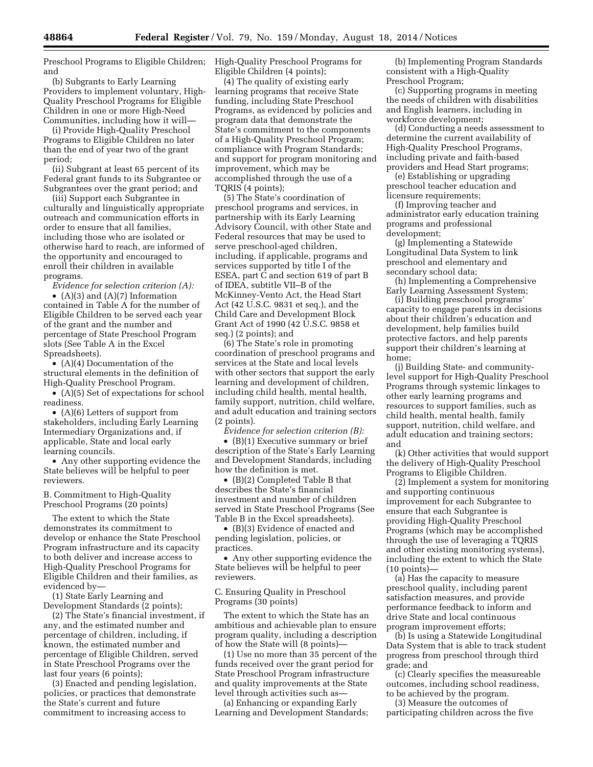Preschool Programs to Eligible Children; and

(b) Subgrants to Early Learning Providers to implement voluntary, High-Quality Preschool Programs for Eligible Children in one or more High-Need Communities, including how it will—

(i) Provide High-Quality Preschool Programs to Eligible Children no later than the end of year two of the grant period;

(ii) Subgrant at least 65 percent of its Federal grant funds to its Subgrantee or Subgrantees over the grant period; and

(iii) Support each Subgrantee in culturally and linguistically appropriate outreach and communication efforts in order to ensure that all families, including those who are isolated or otherwise hard to reach, are informed of the opportunity and encouraged to enroll their children in available programs.

*Evidence for selection criterion (A):*

- (A)(3) and (A)(7) Information contained in Table A for the number of Eligible Children to be served each year of the grant and the number and percentage of State Preschool Program slots (See Table A in the Excel Spreadsheets).
- (A)(4) Documentation of the structural elements in the definition of High-Quality Preschool Program.
- (A)(5) Set of expectations for school readiness.
- (A)(6) Letters of support from stakeholders, including Early Learning Intermediary Organizations and, if applicable, State and local early learning councils.
- Any other supporting evidence the State believes will be helpful to peer reviewers.

B. Commitment to High-Quality Preschool Programs (20 points)

The extent to which the State demonstrates its commitment to develop or enhance the State Preschool Program infrastructure and its capacity to both deliver and increase access to High-Quality Preschool Programs for Eligible Children and their families, as evidenced by—

(1) State Early Learning and Development Standards (2 points);

(2) The State's financial investment, if any, and the estimated number and percentage of children, including, if known, the estimated number and percentage of Eligible Children, served in State Preschool Programs over the last four years (6 points);

(3) Enacted and pending legislation, policies, or practices that demonstrate the State's current and future commitment to increasing access to High-Quality Preschool Programs for Eligible Children (4 points);

(4) The quality of existing early learning programs that receive State funding, including State Preschool Programs, as evidenced by policies and program data that demonstrate the State's commitment to the components of a High-Quality Preschool Program; compliance with Program Standards; and support for program monitoring and improvement, which may be accomplished through the use of a TQRIS (4 points);

(5) The State's coordination of preschool programs and services, in partnership with its Early Learning Advisory Council, with other State and Federal resources that may be used to serve preschool-aged children, including, if applicable, programs and services supported by title I of the ESEA, part C and section 619 of part B of IDEA, subtitle VII–B of the McKinney-Vento Act, the Head Start Act (42 U.S.C. 9831 et seq.), and the Child Care and Development Block Grant Act of 1990 (42 U.S.C. 9858 et seq.) (2 points); and

(6) The State's role in promoting coordination of preschool programs and services at the State and local levels with other sectors that support the early learning and development of children, including child health, mental health, family support, nutrition, child welfare, and adult education and training sectors (2 points).

*Evidence for selection criterion (B):*

- (B)(1) Executive summary or brief description of the State's Early Learning and Development Standards, including how the definition is met.
- (B)(2) Completed Table B that describes the State's financial investment and number of children served in State Preschool Programs (See Table B in the Excel spreadsheets).
- (B)(3) Evidence of enacted and pending legislation, policies, or practices.
- Any other supporting evidence the State believes will be helpful to peer reviewers.

C. Ensuring Quality in Preschool Programs (30 points)

The extent to which the State has an ambitious and achievable plan to ensure program quality, including a description of how the State will (8 points)—

(1) Use no more than 35 percent of the funds received over the grant period for State Preschool Program infrastructure and quality improvements at the State level through activities such as—

(a) Enhancing or expanding Early Learning and Development Standards;

(b) Implementing Program Standards consistent with a High-Quality Preschool Program;

(c) Supporting programs in meeting the needs of children with disabilities and English learners, including in workforce development;

(d) Conducting a needs assessment to determine the current availability of High-Quality Preschool Programs, including private and faith-based providers and Head Start programs;

(e) Establishing or upgrading preschool teacher education and licensure requirements;

(f) Improving teacher and administrator early education training programs and professional development;

(g) Implementing a Statewide Longitudinal Data System to link preschool and elementary and secondary school data;

(h) Implementing a Comprehensive Early Learning Assessment System;

(i) Building preschool programs' capacity to engage parents in decisions about their children's education and development, help families build protective factors, and help parents support their children's learning at home;

(j) Building State- and community-level support for High-Quality Preschool Programs through systemic linkages to other early learning programs and resources to support families, such as child health, mental health, family support, nutrition, child welfare, and adult education and training sectors; and

(k) Other activities that would support the delivery of High-Quality Preschool Programs to Eligible Children.

(2) Implement a system for monitoring and supporting continuous improvement for each Subgrantee to ensure that each Subgrantee is providing High-Quality Preschool Programs (which may be accomplished through the use of leveraging a TQRIS and other existing monitoring systems), including the extent to which the State (10 points)—

(a) Has the capacity to measure preschool quality, including parent satisfaction measures, and provide performance feedback to inform and drive State and local continuous program improvement efforts;

(b) Is using a Statewide Longitudinal Data System that is able to track student progress from preschool through third grade; and

(c) Clearly specifies the measureable outcomes, including school readiness, to be achieved by the program.

(3) Measure the outcomes of participating children across the five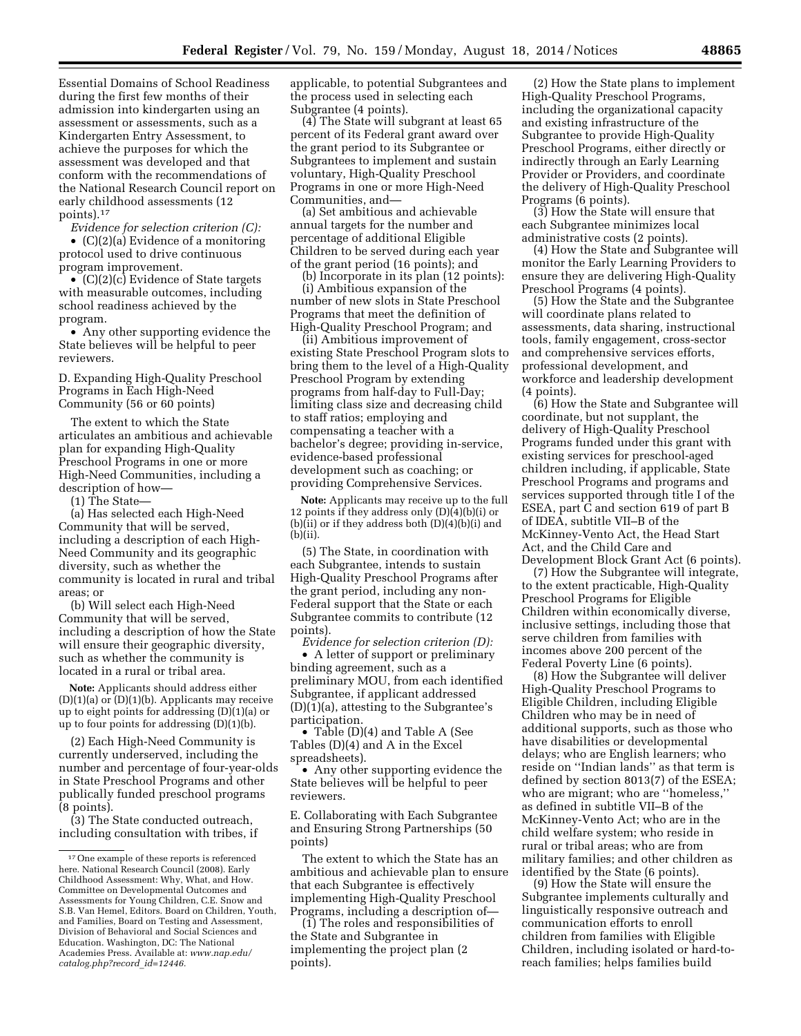Essential Domains of School Readiness during the first few months of their admission into kindergarten using an assessment or assessments, such as a Kindergarten Entry Assessment, to achieve the purposes for which the assessment was developed and that conform with the recommendations of the National Research Council report on early childhood assessments (12 points).[17]

*Evidence for selection criterion (C):*

- (C)(2)(a) Evidence of a monitoring protocol used to drive continuous program improvement.
- (C)(2)(c) Evidence of State targets with measurable outcomes, including school readiness achieved by the program.
- Any other supporting evidence the State believes will be helpful to peer reviewers.

D. Expanding High-Quality Preschool Programs in Each High-Need Community (56 or 60 points)

The extent to which the State articulates an ambitious and achievable plan for expanding High-Quality Preschool Programs in one or more High-Need Communities, including a description of how—

(1) The State—

(a) Has selected each High-Need Community that will be served, including a description of each High-Need Community and its geographic diversity, such as whether the community is located in rural and tribal areas; or

(b) Will select each High-Need Community that will be served, including a description of how the State will ensure their geographic diversity, such as whether the community is located in a rural or tribal area.

**Note:** Applicants should address either (D)(1)(a) or (D)(1)(b). Applicants may receive up to eight points for addressing (D)(1)(a) or up to four points for addressing (D)(1)(b).

(2) Each High-Need Community is currently underserved, including the number and percentage of four-year-olds in State Preschool Programs and other publically funded preschool programs (8 points).

(3) The State conducted outreach, including consultation with tribes, if applicable, to potential Subgrantees and the process used in selecting each Subgrantee (4 points).

(4) The State will subgrant at least 65 percent of its Federal grant award over the grant period to its Subgrantee or Subgrantees to implement and sustain voluntary, High-Quality Preschool Programs in one or more High-Need Communities, and—

(a) Set ambitious and achievable annual targets for the number and percentage of additional Eligible Children to be served during each year of the grant period (16 points); and

(b) Incorporate in its plan (12 points):

(i) Ambitious expansion of the number of new slots in State Preschool Programs that meet the definition of High-Quality Preschool Program; and

(ii) Ambitious improvement of existing State Preschool Program slots to bring them to the level of a High-Quality Preschool Program by extending programs from half-day to Full-Day; limiting class size and decreasing child to staff ratios; employing and compensating a teacher with a bachelor's degree; providing in-service, evidence-based professional development such as coaching; or providing Comprehensive Services.

**Note:** Applicants may receive up to the full 12 points if they address only (D)(4)(b)(i) or (b)(ii) or if they address both (D)(4)(b)(i) and (b)(ii).

(5) The State, in coordination with each Subgrantee, intends to sustain High-Quality Preschool Programs after the grant period, including any non-Federal support that the State or each Subgrantee commits to contribute (12 points).

*Evidence for selection criterion (D):*

- A letter of support or preliminary binding agreement, such as a preliminary MOU, from each identified Subgrantee, if applicant addressed (D)(1)(a), attesting to the Subgrantee's participation.
- Table (D)(4) and Table A (See Tables (D)(4) and A in the Excel spreadsheets).
- Any other supporting evidence the State believes will be helpful to peer reviewers.

E. Collaborating with Each Subgrantee and Ensuring Strong Partnerships (50 points)

The extent to which the State has an ambitious and achievable plan to ensure that each Subgrantee is effectively implementing High-Quality Preschool Programs, including a description of—

(1) The roles and responsibilities of the State and Subgrantee in implementing the project plan (2 points).

(2) How the State plans to implement High-Quality Preschool Programs, including the organizational capacity and existing infrastructure of the Subgrantee to provide High-Quality Preschool Programs, either directly or indirectly through an Early Learning Provider or Providers, and coordinate the delivery of High-Quality Preschool Programs (6 points).

(3) How the State will ensure that each Subgrantee minimizes local administrative costs (2 points).

(4) How the State and Subgrantee will monitor the Early Learning Providers to ensure they are delivering High-Quality Preschool Programs (4 points).

(5) How the State and the Subgrantee will coordinate plans related to assessments, data sharing, instructional tools, family engagement, cross-sector and comprehensive services efforts, professional development, and workforce and leadership development (4 points).

(6) How the State and Subgrantee will coordinate, but not supplant, the delivery of High-Quality Preschool Programs funded under this grant with existing services for preschool-aged children including, if applicable, State Preschool Programs and programs and services supported through title I of the ESEA, part C and section 619 of part B of IDEA, subtitle VII–B of the McKinney-Vento Act, the Head Start Act, and the Child Care and Development Block Grant Act (6 points).

(7) How the Subgrantee will integrate, to the extent practicable, High-Quality Preschool Programs for Eligible Children within economically diverse, inclusive settings, including those that serve children from families with incomes above 200 percent of the Federal Poverty Line (6 points).

(8) How the Subgrantee will deliver High-Quality Preschool Programs to Eligible Children, including Eligible Children who may be in need of additional supports, such as those who have disabilities or developmental delays; who are English learners; who reside on ''Indian lands'' as that term is defined by section 8013(7) of the ESEA; who are migrant; who are ''homeless,'' as defined in subtitle VII–B of the McKinney-Vento Act; who are in the child welfare system; who reside in rural or tribal areas; who are from military families; and other children as identified by the State (6 points).

(9) How the State will ensure the Subgrantee implements culturally and linguistically responsive outreach and communication efforts to enroll children from families with Eligible Children, including isolated or hard-to-reach families; helps families build

[17] One example of these reports is referenced here. National Research Council (2008). Early Childhood Assessment: Why, What, and How. Committee on Developmental Outcomes and Assessments for Young Children, C.E. Snow and S.B. Van Hemel, Editors. Board on Children, Youth, and Families, Board on Testing and Assessment, Division of Behavioral and Social Sciences and Education. Washington, DC: The National Academies Press. Available at: *www.nap.edu/catalog.php?record_id=12446.*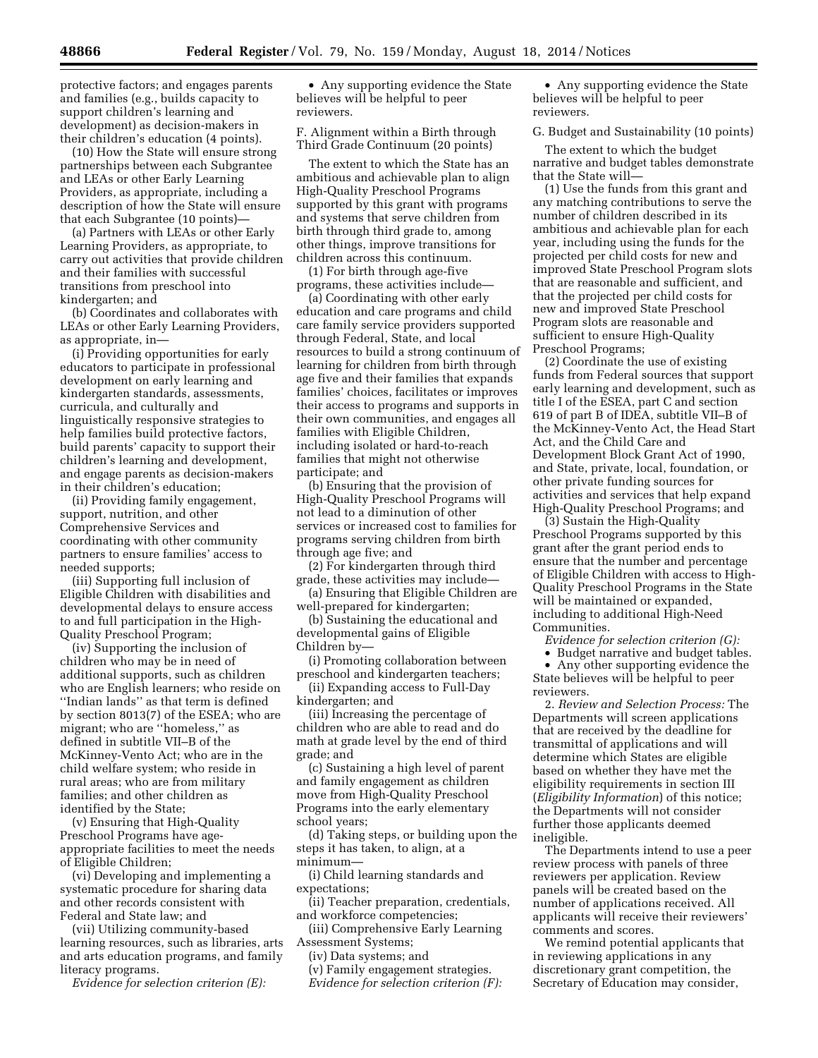protective factors; and engages parents and families (e.g., builds capacity to support children's learning and development) as decision-makers in their children's education (4 points).

(10) How the State will ensure strong partnerships between each Subgrantee and LEAs or other Early Learning Providers, as appropriate, including a description of how the State will ensure that each Subgrantee (10 points)—

(a) Partners with LEAs or other Early Learning Providers, as appropriate, to carry out activities that provide children and their families with successful transitions from preschool into kindergarten; and

(b) Coordinates and collaborates with LEAs or other Early Learning Providers, as appropriate, in—

(i) Providing opportunities for early educators to participate in professional development on early learning and kindergarten standards, assessments, curricula, and culturally and linguistically responsive strategies to help families build protective factors, build parents' capacity to support their children's learning and development, and engage parents as decision-makers in their children's education;

(ii) Providing family engagement, support, nutrition, and other Comprehensive Services and coordinating with other community partners to ensure families' access to needed supports;

(iii) Supporting full inclusion of Eligible Children with disabilities and developmental delays to ensure access to and full participation in the High-Quality Preschool Program;

(iv) Supporting the inclusion of children who may be in need of additional supports, such as children who are English learners; who reside on ''Indian lands'' as that term is defined by section 8013(7) of the ESEA; who are migrant; who are ''homeless,'' as defined in subtitle VII–B of the McKinney-Vento Act; who are in the child welfare system; who reside in rural areas; who are from military families; and other children as identified by the State;

(v) Ensuring that High-Quality Preschool Programs have age-appropriate facilities to meet the needs of Eligible Children;

(vi) Developing and implementing a systematic procedure for sharing data and other records consistent with Federal and State law; and

(vii) Utilizing community-based learning resources, such as libraries, arts and arts education programs, and family literacy programs.

*Evidence for selection criterion (E):*

• Any supporting evidence the State believes will be helpful to peer reviewers.

F. Alignment within a Birth through Third Grade Continuum (20 points)

The extent to which the State has an ambitious and achievable plan to align High-Quality Preschool Programs supported by this grant with programs and systems that serve children from birth through third grade to, among other things, improve transitions for children across this continuum.

(1) For birth through age-five programs, these activities include—

(a) Coordinating with other early education and care programs and child care family service providers supported through Federal, State, and local resources to build a strong continuum of learning for children from birth through age five and their families that expands families' choices, facilitates or improves their access to programs and supports in their own communities, and engages all families with Eligible Children, including isolated or hard-to-reach families that might not otherwise participate; and

(b) Ensuring that the provision of High-Quality Preschool Programs will not lead to a diminution of other services or increased cost to families for programs serving children from birth through age five; and

(2) For kindergarten through third grade, these activities may include—

(a) Ensuring that Eligible Children are well-prepared for kindergarten;

(b) Sustaining the educational and developmental gains of Eligible Children by—

(i) Promoting collaboration between preschool and kindergarten teachers;

(ii) Expanding access to Full-Day kindergarten; and

(iii) Increasing the percentage of children who are able to read and do math at grade level by the end of third grade; and

(c) Sustaining a high level of parent and family engagement as children move from High-Quality Preschool Programs into the early elementary school years;

(d) Taking steps, or building upon the steps it has taken, to align, at a minimum—

(i) Child learning standards and expectations;

(ii) Teacher preparation, credentials, and workforce competencies;

(iii) Comprehensive Early Learning Assessment Systems;

(iv) Data systems; and

(v) Family engagement strategies.

*Evidence for selection criterion (F):*

• Any supporting evidence the State believes will be helpful to peer reviewers.

G. Budget and Sustainability (10 points)

The extent to which the budget narrative and budget tables demonstrate that the State will—

(1) Use the funds from this grant and any matching contributions to serve the number of children described in its ambitious and achievable plan for each year, including using the funds for the projected per child costs for new and improved State Preschool Program slots that are reasonable and sufficient, and that the projected per child costs for new and improved State Preschool Program slots are reasonable and sufficient to ensure High-Quality Preschool Programs;

(2) Coordinate the use of existing funds from Federal sources that support early learning and development, such as title I of the ESEA, part C and section 619 of part B of IDEA, subtitle VII–B of the McKinney-Vento Act, the Head Start Act, and the Child Care and Development Block Grant Act of 1990, and State, private, local, foundation, or other private funding sources for activities and services that help expand High-Quality Preschool Programs; and

(3) Sustain the High-Quality Preschool Programs supported by this grant after the grant period ends to ensure that the number and percentage of Eligible Children with access to High-Quality Preschool Programs in the State will be maintained or expanded, including to additional High-Need Communities.

*Evidence for selection criterion (G):*

• Budget narrative and budget tables.

• Any other supporting evidence the State believes will be helpful to peer reviewers.

2. *Review and Selection Process:* The Departments will screen applications that are received by the deadline for transmittal of applications and will determine which States are eligible based on whether they have met the eligibility requirements in section III (*Eligibility Information*) of this notice; the Departments will not consider further those applicants deemed ineligible.

The Departments intend to use a peer review process with panels of three reviewers per application. Review panels will be created based on the number of applications received. All applicants will receive their reviewers' comments and scores.

We remind potential applicants that in reviewing applications in any discretionary grant competition, the Secretary of Education may consider,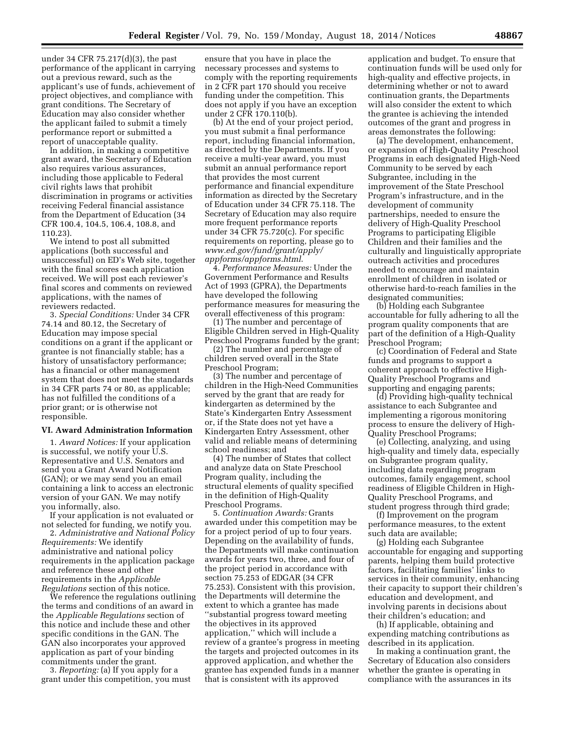under 34 CFR 75.217(d)(3), the past performance of the applicant in carrying out a previous reward, such as the applicant's use of funds, achievement of project objectives, and compliance with grant conditions. The Secretary of Education may also consider whether the applicant failed to submit a timely performance report or submitted a report of unacceptable quality.

In addition, in making a competitive grant award, the Secretary of Education also requires various assurances, including those applicable to Federal civil rights laws that prohibit discrimination in programs or activities receiving Federal financial assistance from the Department of Education (34 CFR 100.4, 104.5, 106.4, 108.8, and 110.23).

We intend to post all submitted applications (both successful and unsuccessful) on ED's Web site, together with the final scores each application received. We will post each reviewer's final scores and comments on reviewed applications, with the names of reviewers redacted.

3. *Special Conditions:* Under 34 CFR 74.14 and 80.12, the Secretary of Education may impose special conditions on a grant if the applicant or grantee is not financially stable; has a history of unsatisfactory performance; has a financial or other management system that does not meet the standards in 34 CFR parts 74 or 80, as applicable; has not fulfilled the conditions of a prior grant; or is otherwise not responsible.

## VI. Award Administration Information

1. *Award Notices:* If your application is successful, we notify your U.S. Representative and U.S. Senators and send you a Grant Award Notification (GAN); or we may send you an email containing a link to access an electronic version of your GAN. We may notify you informally, also.

If your application is not evaluated or not selected for funding, we notify you.

2. *Administrative and National Policy Requirements:* We identify administrative and national policy requirements in the application package and reference these and other requirements in the *Applicable Regulations* section of this notice.

We reference the regulations outlining the terms and conditions of an award in the *Applicable Regulations* section of this notice and include these and other specific conditions in the GAN. The GAN also incorporates your approved application as part of your binding commitments under the grant.

3. *Reporting:* (a) If you apply for a grant under this competition, you must ensure that you have in place the necessary processes and systems to comply with the reporting requirements in 2 CFR part 170 should you receive funding under the competition. This does not apply if you have an exception under 2 CFR 170.110(b).

(b) At the end of your project period, you must submit a final performance report, including financial information, as directed by the Departments. If you receive a multi-year award, you must submit an annual performance report that provides the most current performance and financial expenditure information as directed by the Secretary of Education under 34 CFR 75.118. The Secretary of Education may also require more frequent performance reports under 34 CFR 75.720(c). For specific requirements on reporting, please go to *www.ed.gov/fund/grant/apply/appforms/appforms.html*.

4. *Performance Measures:* Under the Government Performance and Results Act of 1993 (GPRA), the Departments have developed the following performance measures for measuring the overall effectiveness of this program:

(1) The number and percentage of Eligible Children served in High-Quality Preschool Programs funded by the grant;

(2) The number and percentage of children served overall in the State Preschool Program;

(3) The number and percentage of children in the High-Need Communities served by the grant that are ready for kindergarten as determined by the State's Kindergarten Entry Assessment or, if the State does not yet have a Kindergarten Entry Assessment, other valid and reliable means of determining school readiness; and

(4) The number of States that collect and analyze data on State Preschool Program quality, including the structural elements of quality specified in the definition of High-Quality Preschool Programs.

5. *Continuation Awards:* Grants awarded under this competition may be for a project period of up to four years. Depending on the availability of funds, the Departments will make continuation awards for years two, three, and four of the project period in accordance with section 75.253 of EDGAR (34 CFR 75.253). Consistent with this provision, the Departments will determine the extent to which a grantee has made "substantial progress toward meeting the objectives in its approved application," which will include a review of a grantee's progress in meeting the targets and projected outcomes in its approved application, and whether the grantee has expended funds in a manner that is consistent with its approved application and budget. To ensure that continuation funds will be used only for high-quality and effective projects, in determining whether or not to award continuation grants, the Departments will also consider the extent to which the grantee is achieving the intended outcomes of the grant and progress in areas demonstrates the following:

(a) The development, enhancement, or expansion of High-Quality Preschool Programs in each designated High-Need Community to be served by each Subgrantee, including in the improvement of the State Preschool Program's infrastructure, and in the development of community partnerships, needed to ensure the delivery of High-Quality Preschool Programs to participating Eligible Children and their families and the culturally and linguistically appropriate outreach activities and procedures needed to encourage and maintain enrollment of children in isolated or otherwise hard-to-reach families in the designated communities;

(b) Holding each Subgrantee accountable for fully adhering to all the program quality components that are part of the definition of a High-Quality Preschool Program;

(c) Coordination of Federal and State funds and programs to support a coherent approach to effective High-Quality Preschool Programs and supporting and engaging parents;

(d) Providing high-quality technical assistance to each Subgrantee and implementing a rigorous monitoring process to ensure the delivery of High-Quality Preschool Programs;

(e) Collecting, analyzing, and using high-quality and timely data, especially on Subgrantee program quality, including data regarding program outcomes, family engagement, school readiness of Eligible Children in High-Quality Preschool Programs, and student progress through third grade;

(f) Improvement on the program performance measures, to the extent such data are available;

(g) Holding each Subgrantee accountable for engaging and supporting parents, helping them build protective factors, facilitating families' links to services in their community, enhancing their capacity to support their children's education and development, and involving parents in decisions about their children's education; and

(h) If applicable, obtaining and expending matching contributions as described in its application.

In making a continuation grant, the Secretary of Education also considers whether the grantee is operating in compliance with the assurances in its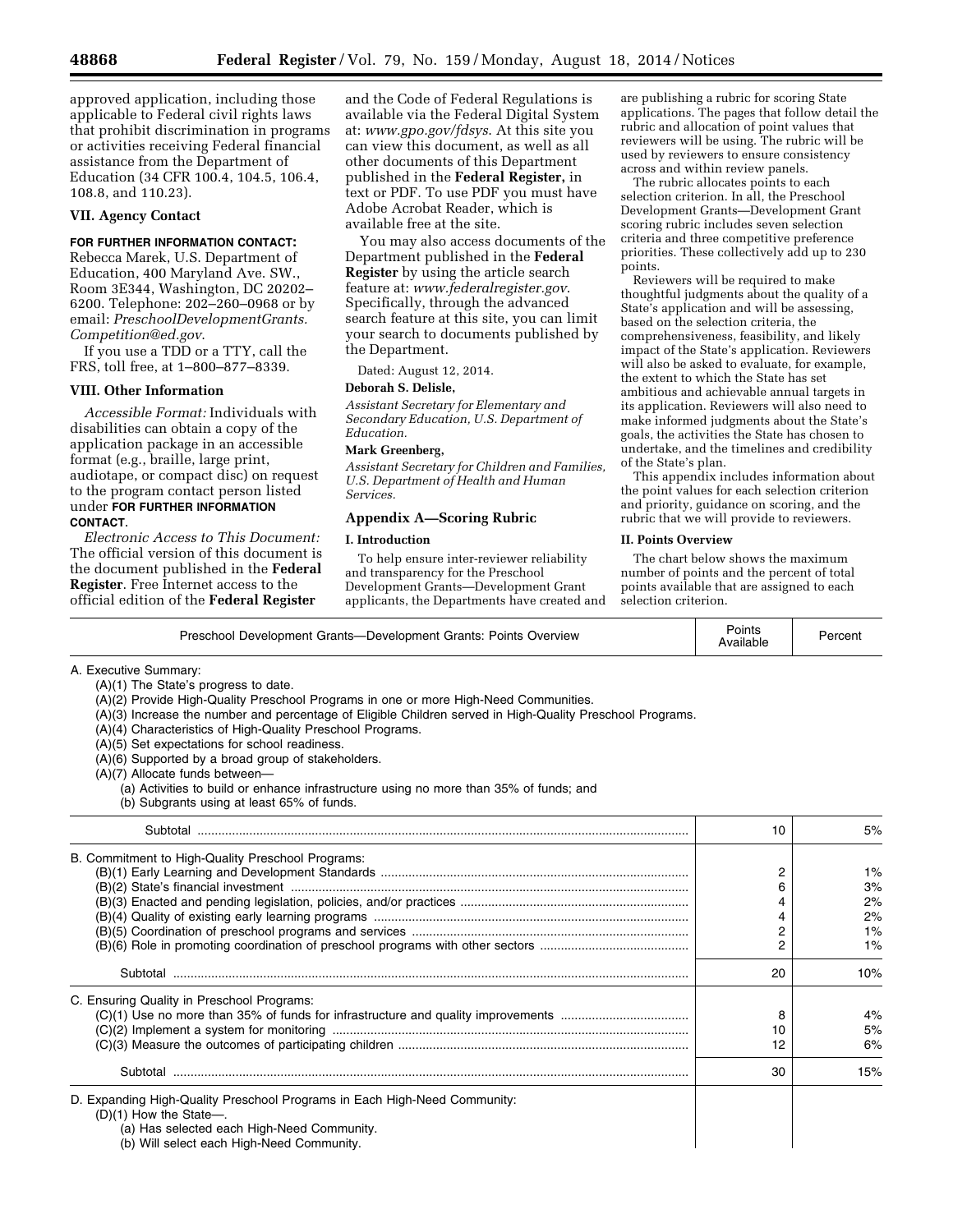approved application, including those applicable to Federal civil rights laws that prohibit discrimination in programs or activities receiving Federal financial assistance from the Department of Education (34 CFR 100.4, 104.5, 106.4, 108.8, and 110.23).

### VII. Agency Contact

**FOR FURTHER INFORMATION CONTACT:** Rebecca Marek, U.S. Department of Education, 400 Maryland Ave. SW., Room 3E344, Washington, DC 20202–6200. Telephone: 202–260–0968 or by email: *PreschoolDevelopmentGrants.Competition@ed.gov*.

If you use a TDD or a TTY, call the FRS, toll free, at 1–800–877–8339.

### VIII. Other Information

*Accessible Format:* Individuals with disabilities can obtain a copy of the application package in an accessible format (e.g., braille, large print, audiotape, or compact disc) on request to the program contact person listed under **FOR FURTHER INFORMATION CONTACT**.

*Electronic Access to This Document:* The official version of this document is the document published in the **Federal Register**. Free Internet access to the official edition of the **Federal Register** and the Code of Federal Regulations is available via the Federal Digital System at: *www.gpo.gov/fdsys*. At this site you can view this document, as well as all other documents of this Department published in the **Federal Register**, in text or PDF. To use PDF you must have Adobe Acrobat Reader, which is available free at the site.

You may also access documents of the Department published in the **Federal Register** by using the article search feature at: *www.federalregister.gov*. Specifically, through the advanced search feature at this site, you can limit your search to documents published by the Department.

Dated: August 12, 2014.

**Deborah S. Delisle,**

*Assistant Secretary for Elementary and Secondary Education, U.S. Department of Education.*

**Mark Greenberg,**

*Assistant Secretary for Children and Families, U.S. Department of Health and Human Services.*

## Appendix A—Scoring Rubric

### I. Introduction

To help ensure inter-reviewer reliability and transparency for the Preschool Development Grants—Development Grant applicants, the Departments have created and are publishing a rubric for scoring State applications. The pages that follow detail the rubric and allocation of point values that reviewers will be using. The rubric will be used by reviewers to ensure consistency across and within review panels.

The rubric allocates points to each selection criterion. In all, the Preschool Development Grants—Development Grant scoring rubric includes seven selection criteria and three competitive preference priorities. These collectively add up to 230 points.

Reviewers will be required to make thoughtful judgments about the quality of a State's application and will be assessing, based on the selection criteria, the comprehensiveness, feasibility, and likely impact of the State's application. Reviewers will also be asked to evaluate, for example, the extent to which the State has set ambitious and achievable annual targets in its application. Reviewers will also need to make informed judgments about the State's goals, the activities the State has chosen to undertake, and the timelines and credibility of the State's plan.

This appendix includes information about the point values for each selection criterion and priority, guidance on scoring, and the rubric that we will provide to reviewers.

### II. Points Overview

The chart below shows the maximum number of points and the percent of total points available that are assigned to each selection criterion.

| Preschool Development Grants—Development Grants: Points Overview | Points Available | Percent |
|---|---|---|
| A. Executive Summary: | | |
| (A)(1) The State's progress to date. | | |
| (A)(2) Provide High-Quality Preschool Programs in one or more High-Need Communities. | | |
| (A)(3) Increase the number and percentage of Eligible Children served in High-Quality Preschool Programs. | | |
| (A)(4) Characteristics of High-Quality Preschool Programs. | | |
| (A)(5) Set expectations for school readiness. | | |
| (A)(6) Supported by a broad group of stakeholders. | | |
| (A)(7) Allocate funds between— | | |
| (a) Activities to build or enhance infrastructure using no more than 35% of funds; and | | |
| (b) Subgrants using at least 65% of funds. | | |
| Subtotal | 10 | 5% |
| B. Commitment to High-Quality Preschool Programs: | | |
| (B)(1) Early Learning and Development Standards | 2 | 1% |
| (B)(2) State's financial investment | 6 | 3% |
| (B)(3) Enacted and pending legislation, policies, and/or practices | 4 | 2% |
| (B)(4) Quality of existing early learning programs | 4 | 2% |
| (B)(5) Coordination of preschool programs and services | 2 | 1% |
| (B)(6) Role in promoting coordination of preschool programs with other sectors | 2 | 1% |
| Subtotal | 20 | 10% |
| C. Ensuring Quality in Preschool Programs: | | |
| (C)(1) Use no more than 35% of funds for infrastructure and quality improvements | 8 | 4% |
| (C)(2) Implement a system for monitoring | 10 | 5% |
| (C)(3) Measure the outcomes of participating children | 12 | 6% |
| Subtotal | 30 | 15% |
| D. Expanding High-Quality Preschool Programs in Each High-Need Community: | | |
| (D)(1) How the State—. | | |
| (a) Has selected each High-Need Community. | | |
| (b) Will select each High-Need Community. | | |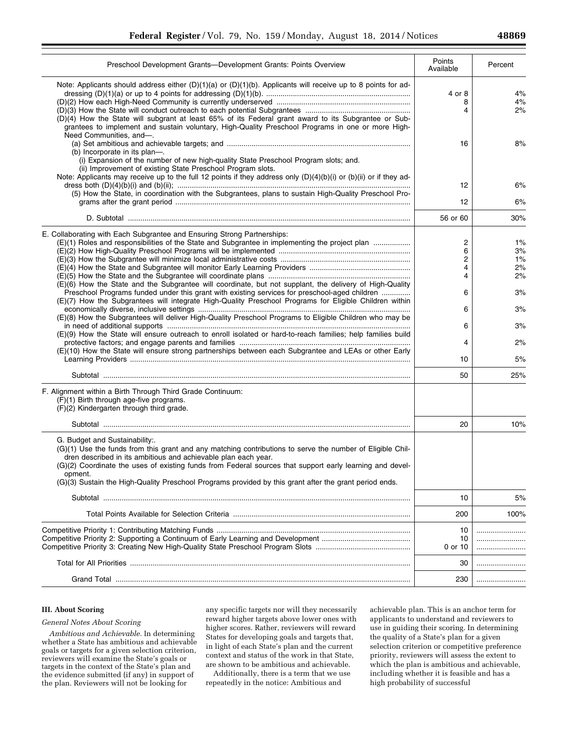| Preschool Development Grants—Development Grants: Points Overview | Points Available | Percent |
|---|---|---|
| Note: Applicants should address either (D)(1)(a) or (D)(1)(b). Applicants will receive up to 8 points for addressing (D)(1)(a) or up to 4 points for addressing (D)(1)(b). | 4 or 8 | 4% |
| (D)(2) How each High-Need Community is currently underserved | 8 | 4% |
| (D)(3) How the State will conduct outreach to each potential Subgrantees | 4 | 2% |
| (D)(4) How the State will subgrant at least 65% of its Federal grant award to its Subgrantee or Subgrantees to implement and sustain voluntary, High-Quality Preschool Programs in one or more High-Need Communities, and—. | | |
| (a) Set ambitious and achievable targets; and | 16 | 8% |
| (b) Incorporate in its plan—. (i) Expansion of the number of new high-quality State Preschool Program slots; and. (ii) Improvement of existing State Preschool Program slots. | | |
| Note: Applicants may receive up to the full 12 points if they address only (D)(4)(b)(i) or (b)(ii) or if they address both (D)(4)(b)(i) and (b)(ii); | 12 | 6% |
| (5) How the State, in coordination with the Subgrantees, plans to sustain High-Quality Preschool Programs after the grant period | 12 | 6% |
| D. Subtotal | 56 or 60 | 30% |
| E. Collaborating with Each Subgrantee and Ensuring Strong Partnerships: | | |
| (E)(1) Roles and responsibilities of the State and Subgrantee in implementing the project plan | 2 | 1% |
| (E)(2) How High-Quality Preschool Programs will be implemented | 6 | 3% |
| (E)(3) How the Subgrantee will minimize local administrative costs | 2 | 1% |
| (E)(4) How the State and Subgrantee will monitor Early Learning Providers | 4 | 2% |
| (E)(5) How the State and the Subgrantee will coordinate plans | 4 | 2% |
| (E)(6) How the State and the Subgrantee will coordinate, but not supplant, the delivery of High-Quality Preschool Programs funded under this grant with existing services for preschool-aged children | 6 | 3% |
| (E)(7) How the Subgrantees will integrate High-Quality Preschool Programs for Eligible Children within economically diverse, inclusive settings | 6 | 3% |
| (E)(8) How the Subgrantees will deliver High-Quality Preschool Programs to Eligible Children who may be in need of additional supports | 6 | 3% |
| (E)(9) How the State will ensure outreach to enroll isolated or hard-to-reach families; help families build protective factors; and engage parents and families | 4 | 2% |
| (E)(10) How the State will ensure strong partnerships between each Subgrantee and LEAs or other Early Learning Providers | 10 | 5% |
| Subtotal | 50 | 25% |
| F. Alignment within a Birth Through Third Grade Continuum: (F)(1) Birth through age-five programs. (F)(2) Kindergarten through third grade. | | |
| Subtotal | 20 | 10% |
| G. Budget and Sustainability:. (G)(1) Use the funds from this grant and any matching contributions to serve the number of Eligible Children described in its ambitious and achievable plan each year. (G)(2) Coordinate the uses of existing funds from Federal sources that support early learning and development. (G)(3) Sustain the High-Quality Preschool Programs provided by this grant after the grant period ends. | | |
| Subtotal | 10 | 5% |
| Total Points Available for Selection Criteria | 200 | 100% |
| Competitive Priority 1: Contributing Matching Funds | 10 | |
| Competitive Priority 2: Supporting a Continuum of Early Learning and Development | 10 | |
| Competitive Priority 3: Creating New High-Quality State Preschool Program Slots | 0 or 10 | |
| Total for All Priorities | 30 | |
| Grand Total | 230 | |

### III. About Scoring

*General Notes About Scoring*

*Ambitious and Achievable.* In determining whether a State has ambitious and achievable goals or targets for a given selection criterion, reviewers will examine the State's goals or targets in the context of the State's plan and the evidence submitted (if any) in support of the plan. Reviewers will not be looking for any specific targets nor will they necessarily reward higher targets above lower ones with higher scores. Rather, reviewers will reward States for developing goals and targets that, in light of each State's plan and the current context and status of the work in that State, are shown to be ambitious and achievable.

Additionally, there is a term that we use repeatedly in the notice: Ambitious and achievable plan. This is an anchor term for applicants to understand and reviewers to use in guiding their scoring. In determining the quality of a State's plan for a given selection criterion or competitive preference priority, reviewers will assess the extent to which the plan is ambitious and achievable, including whether it is feasible and has a high probability of successful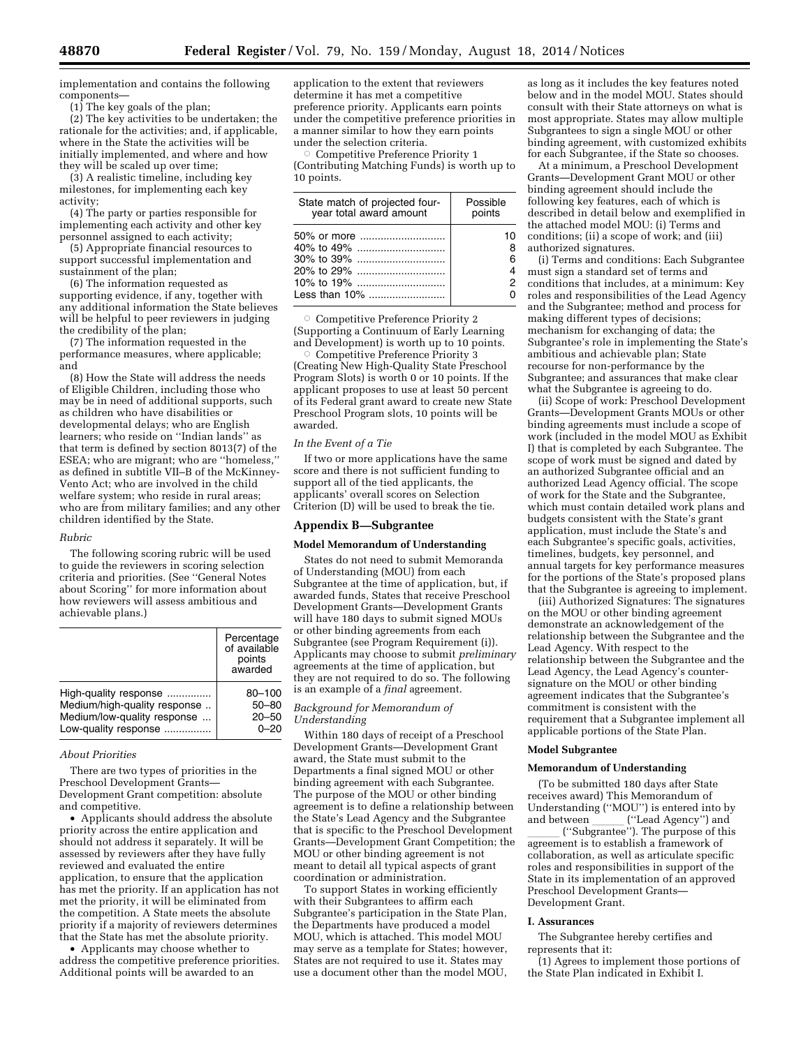implementation and contains the following components—

(1) The key goals of the plan;

(2) The key activities to be undertaken; the rationale for the activities; and, if applicable, where in the State the activities will be initially implemented, and where and how they will be scaled up over time;

(3) A realistic timeline, including key milestones, for implementing each key activity;

(4) The party or parties responsible for implementing each activity and other key personnel assigned to each activity;

(5) Appropriate financial resources to support successful implementation and sustainment of the plan;

(6) The information requested as supporting evidence, if any, together with any additional information the State believes will be helpful to peer reviewers in judging the credibility of the plan;

(7) The information requested in the performance measures, where applicable; and

(8) How the State will address the needs of Eligible Children, including those who may be in need of additional supports, such as children who have disabilities or developmental delays; who are English learners; who reside on ''Indian lands'' as that term is defined by section 8013(7) of the ESEA; who are migrant; who are ''homeless,'' as defined in subtitle VII–B of the McKinney-Vento Act; who are involved in the child welfare system; who reside in rural areas; who are from military families; and any other children identified by the State.

*Rubric*

The following scoring rubric will be used to guide the reviewers in scoring selection criteria and priorities. (See ''General Notes about Scoring'' for more information about how reviewers will assess ambitious and achievable plans.)

| | Percentage of available points awarded |
|---|---|
| High-quality response | 80–100 |
| Medium/high-quality response | 50–80 |
| Medium/low-quality response | 20–50 |
| Low-quality response | 0–20 |

*About Priorities*

There are two types of priorities in the Preschool Development Grants—Development Grant competition: absolute and competitive.

- Applicants should address the absolute priority across the entire application and should not address it separately. It will be assessed by reviewers after they have fully reviewed and evaluated the entire application, to ensure that the application has met the priority. If an application has not met the priority, it will be eliminated from the competition. A State meets the absolute priority if a majority of reviewers determines that the State has met the absolute priority.
- Applicants may choose whether to address the competitive preference priorities. Additional points will be awarded to an application to the extent that reviewers determine it has met a competitive preference priority. Applicants earn points under the competitive preference priorities in a manner similar to how they earn points under the selection criteria.
    - Competitive Preference Priority 1 (Contributing Matching Funds) is worth up to 10 points.

| State match of projected four-year total award amount | Possible points |
|---|---|
| 50% or more | 10 |
| 40% to 49% | 8 |
| 30% to 39% | 6 |
| 20% to 29% | 4 |
| 10% to 19% | 2 |
| Less than 10% | 0 |

- Competitive Preference Priority 2 (Supporting a Continuum of Early Learning and Development) is worth up to 10 points.
- Competitive Preference Priority 3 (Creating New High-Quality State Preschool Program Slots) is worth 0 or 10 points. If the applicant proposes to use at least 50 percent of its Federal grant award to create new State Preschool Program slots, 10 points will be awarded.

*In the Event of a Tie*

If two or more applications have the same score and there is not sufficient funding to support all of the tied applicants, the applicants' overall scores on Selection Criterion (D) will be used to break the tie.

## Appendix B—Subgrantee

### Model Memorandum of Understanding

States do not need to submit Memoranda of Understanding (MOU) from each Subgrantee at the time of application, but, if awarded funds, States that receive Preschool Development Grants—Development Grants will have 180 days to submit signed MOUs or other binding agreements from each Subgrantee (see Program Requirement (i)). Applicants may choose to submit *preliminary* agreements at the time of application, but they are not required to do so. The following is an example of a *final* agreement.

*Background for Memorandum of Understanding*

Within 180 days of receipt of a Preschool Development Grants—Development Grant award, the State must submit to the Departments a final signed MOU or other binding agreement with each Subgrantee. The purpose of the MOU or other binding agreement is to define a relationship between the State's Lead Agency and the Subgrantee that is specific to the Preschool Development Grants—Development Grant Competition; the MOU or other binding agreement is not meant to detail all typical aspects of grant coordination or administration.

To support States in working efficiently with their Subgrantees to affirm each Subgrantee's participation in the State Plan, the Departments have produced a model MOU, which is attached. This model MOU may serve as a template for States; however, States are not required to use it. States may use a document other than the model MOU, as long as it includes the key features noted below and in the model MOU. States should consult with their State attorneys on what is most appropriate. States may allow multiple Subgrantees to sign a single MOU or other binding agreement, with customized exhibits for each Subgrantee, if the State so chooses.

At a minimum, a Preschool Development Grants—Development Grant MOU or other binding agreement should include the following key features, each of which is described in detail below and exemplified in the attached model MOU: (i) Terms and conditions; (ii) a scope of work; and (iii) authorized signatures.

(i) Terms and conditions: Each Subgrantee must sign a standard set of terms and conditions that includes, at a minimum: Key roles and responsibilities of the Lead Agency and the Subgrantee; method and process for making different types of decisions; mechanism for exchanging of data; the Subgrantee's role in implementing the State's ambitious and achievable plan; State recourse for non-performance by the Subgrantee; and assurances that make clear what the Subgrantee is agreeing to do.

(ii) Scope of work: Preschool Development Grants—Development Grants MOUs or other binding agreements must include a scope of work (included in the model MOU as Exhibit I) that is completed by each Subgrantee. The scope of work must be signed and dated by an authorized Subgrantee official and an authorized Lead Agency official. The scope of work for the State and the Subgrantee, which must contain detailed work plans and budgets consistent with the State's grant application, must include the State's and each Subgrantee's specific goals, activities, timelines, budgets, key personnel, and annual targets for key performance measures for the portions of the State's proposed plans that the Subgrantee is agreeing to implement.

(iii) Authorized Signatures: The signatures on the MOU or other binding agreement demonstrate an acknowledgement of the relationship between the Subgrantee and the Lead Agency. With respect to the relationship between the Subgrantee and the Lead Agency, the Lead Agency's counter-signature on the MOU or other binding agreement indicates that the Subgrantee's commitment is consistent with the requirement that a Subgrantee implement all applicable portions of the State Plan.

### Model Subgrantee

### Memorandum of Understanding

(To be submitted 180 days after State receives award) This Memorandum of Understanding (''MOU'') is entered into by and between ______ (''Lead Agency'') and ______ (''Subgrantee''). The purpose of this agreement is to establish a framework of collaboration, as well as articulate specific roles and responsibilities in support of the State in its implementation of an approved Preschool Development Grants—Development Grant.

### I. Assurances

The Subgrantee hereby certifies and represents that it:

(1) Agrees to implement those portions of the State Plan indicated in Exhibit I.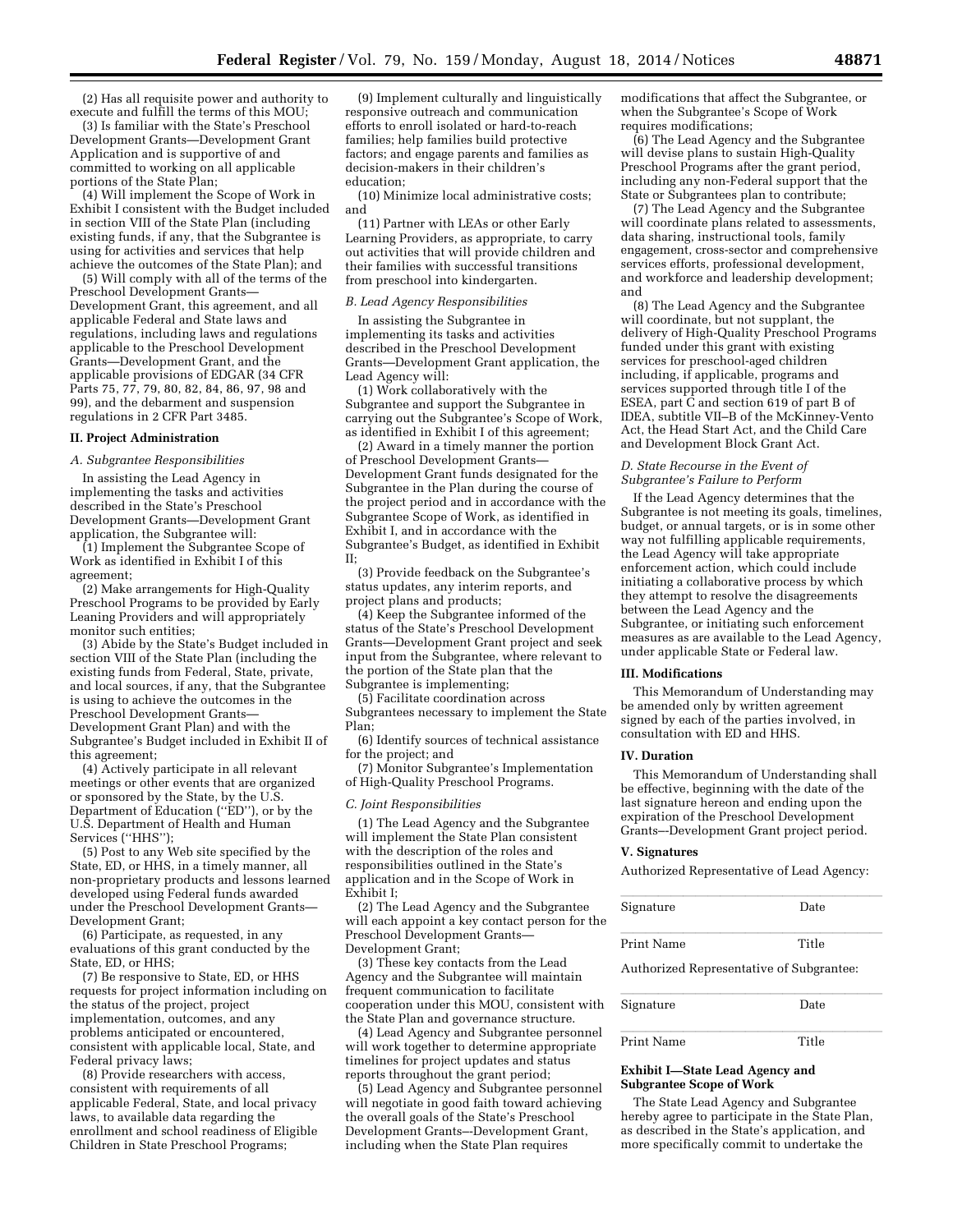(2) Has all requisite power and authority to execute and fulfill the terms of this MOU;

(3) Is familiar with the State's Preschool Development Grants—Development Grant Application and is supportive of and committed to working on all applicable portions of the State Plan;

(4) Will implement the Scope of Work in Exhibit I consistent with the Budget included in section VIII of the State Plan (including existing funds, if any, that the Subgrantee is using for activities and services that help achieve the outcomes of the State Plan); and

(5) Will comply with all of the terms of the Preschool Development Grants—Development Grant, this agreement, and all applicable Federal and State laws and regulations, including laws and regulations applicable to the Preschool Development Grants—Development Grant, and the applicable provisions of EDGAR (34 CFR Parts 75, 77, 79, 80, 82, 84, 86, 97, 98 and 99), and the debarment and suspension regulations in 2 CFR Part 3485.

### II. Project Administration

*A. Subgrantee Responsibilities*

In assisting the Lead Agency in implementing the tasks and activities described in the State's Preschool Development Grants—Development Grant application, the Subgrantee will:

(1) Implement the Subgrantee Scope of Work as identified in Exhibit I of this agreement;

(2) Make arrangements for High-Quality Preschool Programs to be provided by Early Leaning Providers and will appropriately monitor such entities;

(3) Abide by the State's Budget included in section VIII of the State Plan (including the existing funds from Federal, State, private, and local sources, if any, that the Subgrantee is using to achieve the outcomes in the Preschool Development Grants—Development Grant Plan) and with the Subgrantee's Budget included in Exhibit II of this agreement;

(4) Actively participate in all relevant meetings or other events that are organized or sponsored by the State, by the U.S. Department of Education (''ED''), or by the U.S. Department of Health and Human Services (''HHS'');

(5) Post to any Web site specified by the State, ED, or HHS, in a timely manner, all non-proprietary products and lessons learned developed using Federal funds awarded under the Preschool Development Grants—Development Grant;

(6) Participate, as requested, in any evaluations of this grant conducted by the State, ED, or HHS;

(7) Be responsive to State, ED, or HHS requests for project information including on the status of the project, project implementation, outcomes, and any problems anticipated or encountered, consistent with applicable local, State, and Federal privacy laws;

(8) Provide researchers with access, consistent with requirements of all applicable Federal, State, and local privacy laws, to available data regarding the enrollment and school readiness of Eligible Children in State Preschool Programs;

(9) Implement culturally and linguistically responsive outreach and communication efforts to enroll isolated or hard-to-reach families; help families build protective factors; and engage parents and families as decision-makers in their children's education;

(10) Minimize local administrative costs; and

(11) Partner with LEAs or other Early Learning Providers, as appropriate, to carry out activities that will provide children and their families with successful transitions from preschool into kindergarten.

*B. Lead Agency Responsibilities*

In assisting the Subgrantee in implementing its tasks and activities described in the Preschool Development Grants—Development Grant application, the Lead Agency will:

(1) Work collaboratively with the Subgrantee and support the Subgrantee in carrying out the Subgrantee's Scope of Work, as identified in Exhibit I of this agreement;

(2) Award in a timely manner the portion of Preschool Development Grants—Development Grant funds designated for the Subgrantee in the Plan during the course of the project period and in accordance with the Subgrantee Scope of Work, as identified in Exhibit I, and in accordance with the Subgrantee's Budget, as identified in Exhibit II;

(3) Provide feedback on the Subgrantee's status updates, any interim reports, and project plans and products;

(4) Keep the Subgrantee informed of the status of the State's Preschool Development Grants—Development Grant project and seek input from the Subgrantee, where relevant to the portion of the State plan that the Subgrantee is implementing;

(5) Facilitate coordination across Subgrantees necessary to implement the State Plan;

(6) Identify sources of technical assistance for the project; and

(7) Monitor Subgrantee's Implementation of High-Quality Preschool Programs.

*C. Joint Responsibilities*

(1) The Lead Agency and the Subgrantee will implement the State Plan consistent with the description of the roles and responsibilities outlined in the State's application and in the Scope of Work in Exhibit I;

(2) The Lead Agency and the Subgrantee will each appoint a key contact person for the Preschool Development Grants—Development Grant;

(3) These key contacts from the Lead Agency and the Subgrantee will maintain frequent communication to facilitate cooperation under this MOU, consistent with the State Plan and governance structure.

(4) Lead Agency and Subgrantee personnel will work together to determine appropriate timelines for project updates and status reports throughout the grant period;

(5) Lead Agency and Subgrantee personnel will negotiate in good faith toward achieving the overall goals of the State's Preschool Development Grants—-Development Grant, including when the State Plan requires modifications that affect the Subgrantee, or when the Subgrantee's Scope of Work requires modifications;

(6) The Lead Agency and the Subgrantee will devise plans to sustain High-Quality Preschool Programs after the grant period, including any non-Federal support that the State or Subgrantees plan to contribute;

(7) The Lead Agency and the Subgrantee will coordinate plans related to assessments, data sharing, instructional tools, family engagement, cross-sector and comprehensive services efforts, professional development, and workforce and leadership development; and

(8) The Lead Agency and the Subgrantee will coordinate, but not supplant, the delivery of High-Quality Preschool Programs funded under this grant with existing services for preschool-aged children including, if applicable, programs and services supported through title I of the ESEA, part C and section 619 of part B of IDEA, subtitle VII–B of the McKinney-Vento Act, the Head Start Act, and the Child Care and Development Block Grant Act.

*D. State Recourse in the Event of Subgrantee's Failure to Perform*

If the Lead Agency determines that the Subgrantee is not meeting its goals, timelines, budget, or annual targets, or is in some other way not fulfilling applicable requirements, the Lead Agency will take appropriate enforcement action, which could include initiating a collaborative process by which they attempt to resolve the disagreements between the Lead Agency and the Subgrantee, or initiating such enforcement measures as are available to the Lead Agency, under applicable State or Federal law.

### III. Modifications

This Memorandum of Understanding may be amended only by written agreement signed by each of the parties involved, in consultation with ED and HHS.

### IV. Duration

This Memorandum of Understanding shall be effective, beginning with the date of the last signature hereon and ending upon the expiration of the Preschool Development Grants—-Development Grant project period.

### V. Signatures

Authorized Representative of Lead Agency:

Signature Date

Print Name Title

Authorized Representative of Subgrantee:

Signature Date

Print Name Title

### Exhibit I—State Lead Agency and Subgrantee Scope of Work

The State Lead Agency and Subgrantee hereby agree to participate in the State Plan, as described in the State's application, and more specifically commit to undertake the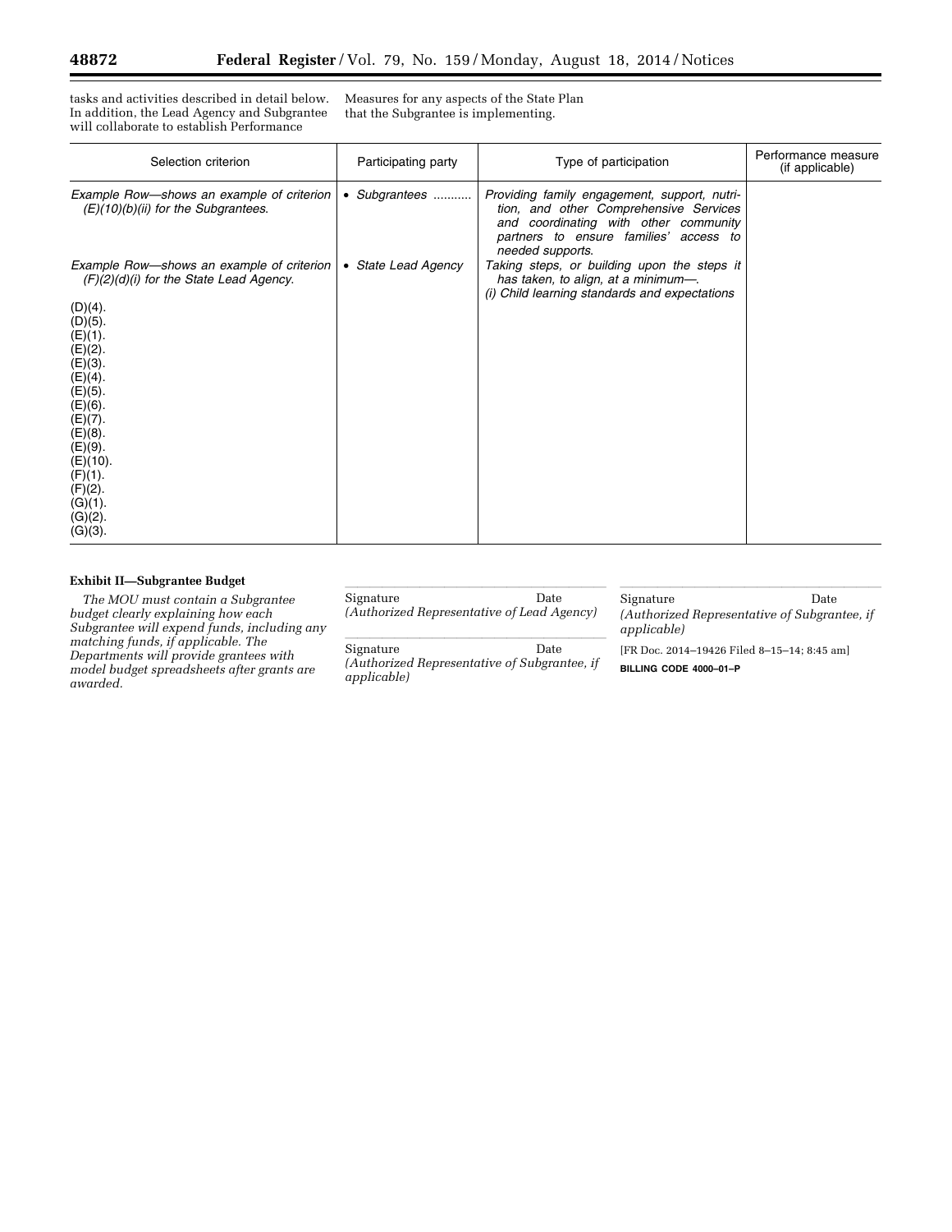tasks and activities described in detail below. In addition, the Lead Agency and Subgrantee will collaborate to establish Performance Measures for any aspects of the State Plan that the Subgrantee is implementing.

| Selection criterion | Participating party | Type of participation | Performance measure (if applicable) |
|---|---|---|---|
| *Example Row—shows an example of criterion (E)(10)(b)(ii) for the Subgrantees.* | • *Subgrantees* | *Providing family engagement, support, nutrition, and other Comprehensive Services and coordinating with other community partners to ensure families' access to needed supports.* | |
| *Example Row—shows an example of criterion (F)(2)(d)(i) for the State Lead Agency.* | • *State Lead Agency* | *Taking steps, or building upon the steps it has taken, to align, at a minimum—. (i) Child learning standards and expectations* | |
| (D)(4). | | | |
| (D)(5). | | | |
| (E)(1). | | | |
| (E)(2). | | | |
| (E)(3). | | | |
| (E)(4). | | | |
| (E)(5). | | | |
| (E)(6). | | | |
| (E)(7). | | | |
| (E)(8). | | | |
| (E)(9). | | | |
| (E)(10). | | | |
| (F)(1). | | | |
| (F)(2). | | | |
| (G)(1). | | | |
| (G)(2). | | | |
| (G)(3). | | | |

**Exhibit II—Subgrantee Budget**

*The MOU must contain a Subgrantee budget clearly explaining how each Subgrantee will expend funds, including any matching funds, if applicable. The Departments will provide grantees with model budget spreadsheets after grants are awarded.*

\_\_\_\_\_\_\_\_\_\_\_\_\_\_\_\_\_\_\_\_\_\_\_\_\_\_\_\_\_\_\_\_\_\_\_\_\_\_\_\_

Signature Date

*(Authorized Representative of Lead Agency)*

\_\_\_\_\_\_\_\_\_\_\_\_\_\_\_\_\_\_\_\_\_\_\_\_\_\_\_\_\_\_\_\_\_\_\_\_\_\_\_\_

Signature Date

*(Authorized Representative of Subgrantee, if applicable)*

\_\_\_\_\_\_\_\_\_\_\_\_\_\_\_\_\_\_\_\_\_\_\_\_\_\_\_\_\_\_\_\_\_\_\_\_\_\_\_\_

Signature Date

*(Authorized Representative of Subgrantee, if applicable)*

[FR Doc. 2014–19426 Filed 8–15–14; 8:45 am]

**BILLING CODE 4000–01–P**